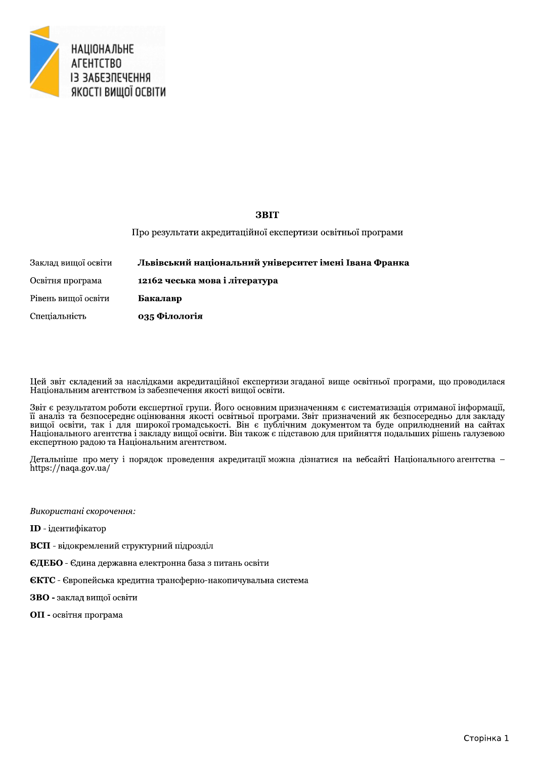НАЦІОНАЛЬНЕ АГЕНТСТВО ІЗ ЗАБЕЗПЕЧЕННЯ ЯКОСТІ ВИЩОЇ ОСВІТИ

# ЗВІТ

Про результати акредитаційної експертизи освітньої програми

| | |
|---|---|
| Заклад вищої освіти | **Львівський національний університет імені Івана Франка** |
| Освітня програма | **12162 чеська мова і література** |
| Рівень вищої освіти | **Бакалавр** |
| Спеціальність | **035 Філологія** |

Цей звіт складений за наслідками акредитаційної експертизи згаданої вище освітньої програми, що проводилася Національним агентством із забезпечення якості вищої освіти.

Звіт є результатом роботи експертної групи. Його основним призначенням є систематизація отриманої інформації, її аналіз та безпосереднє оцінювання якості освітньої програми. Звіт призначений як безпосередньо для закладу вищої освіти, так і для широкої громадськості. Він є публічним документом та буде оприлюднений на сайтах Національного агентства і закладу вищої освіти. Він також є підставою для прийняття подальших рішень галузевою експертною радою та Національним агентством.

Детальніше про мету і порядок проведення акредитації можна дізнатися на вебсайті Національного агентства – https://naqa.gov.ua/

*Використані скорочення:*

**ID** - ідентифікатор

**ВСП** - відокремлений структурний підрозділ

**ЄДЕБО** - Єдина державна електронна база з питань освіти

**ЄКТС** - Європейська кредитна трансферно-накопичувальна система

**ЗВО -** заклад вищої освіти

**ОП -** освітня програма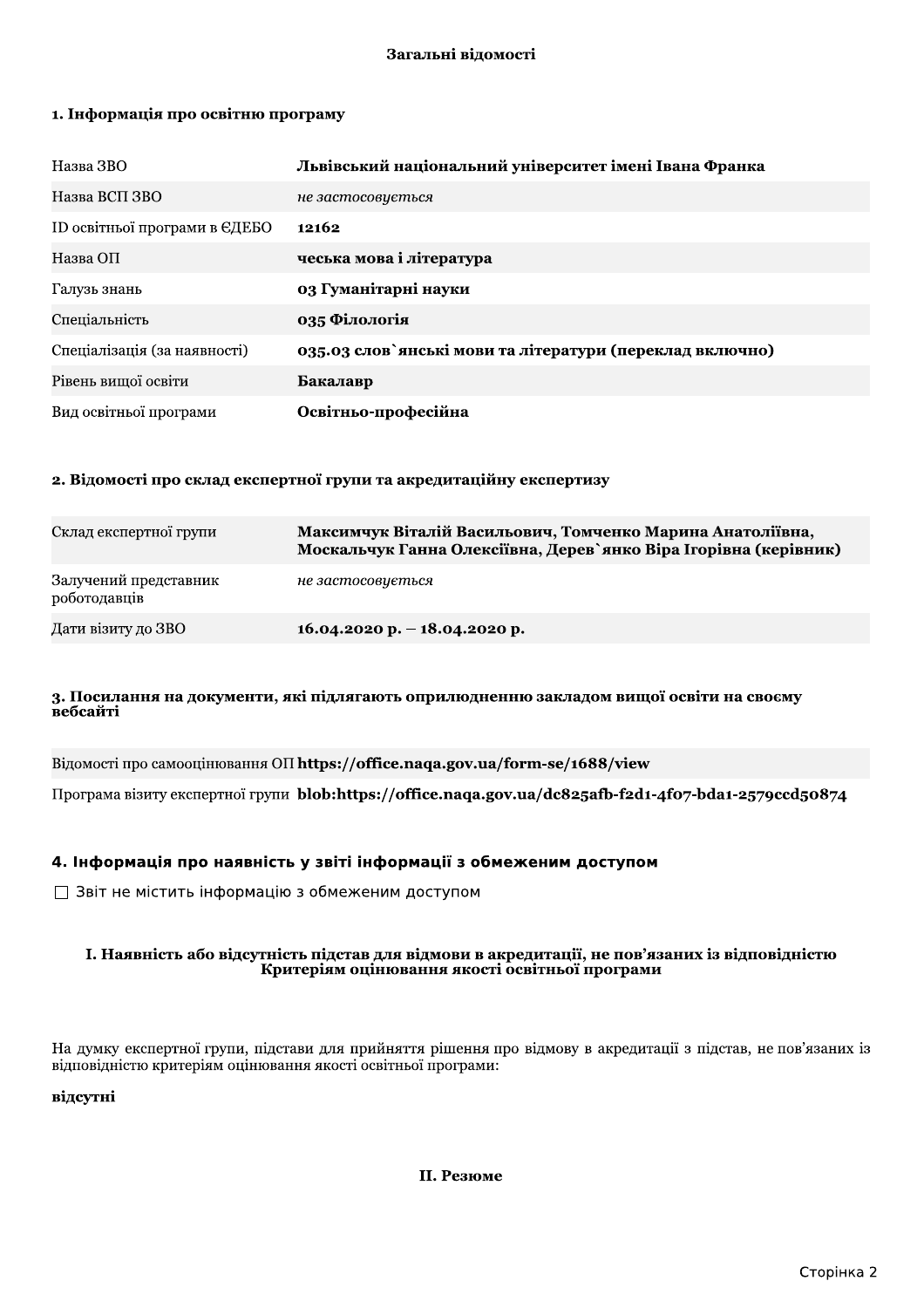## Загальні відомості

### 1. Інформація про освітню програму

| | |
|---|---|
| Назва ЗВО | **Львівський національний університет імені Івана Франка** |
| Назва ВСП ЗВО | *не застосовується* |
| ID освітньої програми в ЄДЕБО | **12162** |
| Назва ОП | **чеська мова і література** |
| Галузь знань | **03 Гуманітарні науки** |
| Спеціальність | **035 Філологія** |
| Спеціалізація (за наявності) | **035.03 слов`янські мови та літератури (переклад включно)** |
| Рівень вищої освіти | **Бакалавр** |
| Вид освітньої програми | **Освітньо-професійна** |

### 2. Відомості про склад експертної групи та акредитаційну експертизу

| | |
|---|---|
| Склад експертної групи | **Максимчук Віталій Васильович, Томченко Марина Анатоліївна, Москальчук Ганна Олексіївна, Дерев`янко Віра Ігорівна (керівник)** |
| Залучений представник роботодавців | *не застосовується* |
| Дати візиту до ЗВО | **16.04.2020 р. – 18.04.2020 р.** |

### 3. Посилання на документи, які підлягають оприлюдненню закладом вищої освіти на своєму вебсайті

| | |
|---|---|
| Відомості про самооцінювання ОП | **https://office.naqa.gov.ua/form-se/1688/view** |
| Програма візиту експертної групи | **blob:https://office.naqa.gov.ua/dc825afb-f2d1-4f07-bda1-2579ccd50874** |

### 4. Інформація про наявність у звіті інформації з обмеженим доступом

☐ Звіт не містить інформацію з обмеженим доступом

## I. Наявність або відсутність підстав для відмови в акредитації, не пов'язаних із відповідністю Критеріям оцінювання якості освітньої програми

На думку експертної групи, підстави для прийняття рішення про відмову в акредитації з підстав, не пов'язаних із відповідністю критеріям оцінювання якості освітньої програми:

**відсутні**

## II. Резюме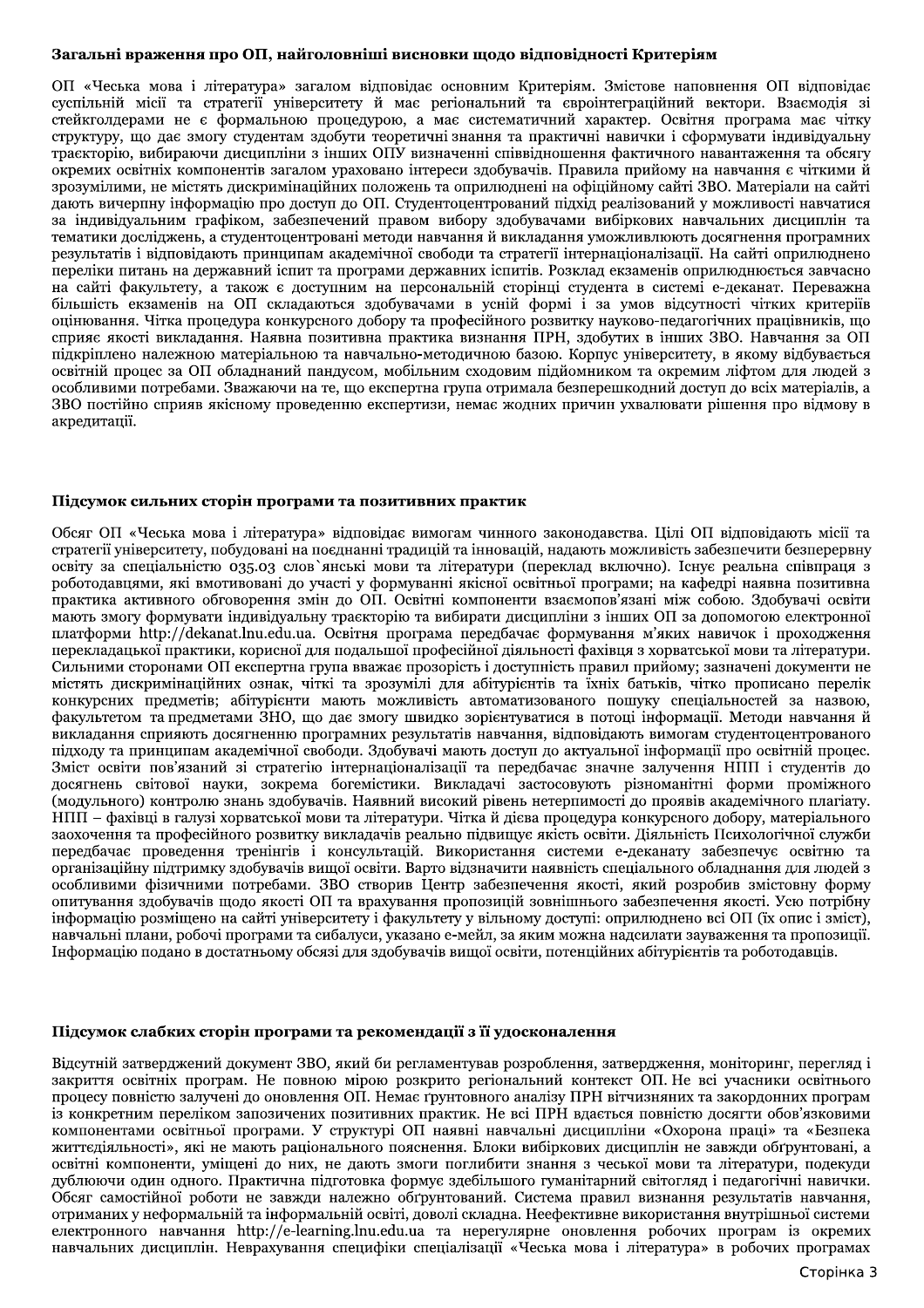### Загальні враження про ОП, найголовніші висновки щодо відповідності Критеріям

ОП «Чеська мова і література» загалом відповідає основним Критеріям. Змістове наповнення ОП відповідає суспільній місії та стратегії університету й має регіональний та євроінтеграційний вектори. Взаємодія зі стейкголдерами не є формальною процедурою, а має систематичний характер. Освітня програма має чітку структуру, що дає змогу студентам здобути теоретичні знання та практичні навички і сформувати індивідуальну траєкторію, вибираючи дисципліни з інших ОПУ визначенні співвідношення фактичного навантаження та обсягу окремих освітніх компонентів загалом ураховано інтереси здобувачів. Правила прийому на навчання є чіткими й зрозумілими, не містять дискримінаційних положень та оприлюднені на офіційному сайті ЗВО. Матеріали на сайті дають вичерпну інформацію про доступ до ОП. Студентоцентрований підхід реалізований у можливості навчатися за індивідуальним графіком, забезпечений правом вибору здобувачами вибіркових навчальних дисциплін та тематики досліджень, а студентоцентровані методи навчання й викладання уможливлюють досягнення програмних результатів і відповідають принципам академічної свободи та стратегії інтернаціоналізації. На сайті оприлюднено переліки питань на державний іспит та програми державних іспитів. Розклад екзаменів оприлюднюється завчасно на сайті факультету, а також є доступним на персональній сторінці студента в системі е-деканат. Переважна більшість екзаменів на ОП складаються здобувачами в усній формі і за умов відсутності чітких критеріїв оцінювання. Чітка процедура конкурсного добору та професійного розвитку науково-педагогічних працівників, що сприяє якості викладання. Наявна позитивна практика визнання ПРН, здобутих в інших ЗВО. Навчання за ОП підкріплено належною матеріальною та навчально-методичною базою. Корпус університету, в якому відбувається освітній процес за ОП обладнаний пандусом, мобільним сходовим підйомником та окремим ліфтом для людей з особливими потребами. Зважаючи на те, що експертна група отримала безперешкодний доступ до всіх матеріалів, а ЗВО постійно сприяв якісному проведенню експертизи, немає жодних причин ухвалювати рішення про відмову в акредитації.

### Підсумок сильних сторін програми та позитивних практик

Обсяг ОП «Чеська мова і література» відповідає вимогам чинного законодавства. Цілі ОП відповідають місії та стратегії університету, побудовані на поєднанні традицій та інновацій, надають можливість забезпечити безперервну освіту за спеціальністю 035.03 слов`янські мови та літератури (переклад включно). Існує реальна співпраця з роботодавцями, які вмотивовані до участі у формуванні якісної освітньої програми; на кафедрі наявна позитивна практика активного обговорення змін до ОП. Освітні компоненти взаємопов'язані між собою. Здобувачі освіти мають змогу формувати індивідуальну траєкторію та вибирати дисципліни з інших ОП за допомогою електронної платформи http://dekanat.lnu.edu.ua. Освітня програма передбачає формування м'яких навичок і проходження перекладацької практики, корисної для подальшої професійної діяльності фахівця з хорватської мови та літератури. Сильними сторонами ОП експертна група вважає прозорість і доступність правил прийому; зазначені документи не містять дискримінаційних ознак, чіткі та зрозумілі для абітурієнтів та їхніх батьків, чітко прописано перелік конкурсних предметів; абітурієнти мають можливість автоматизованого пошуку спеціальностей за назвою, факультетом та предметами ЗНО, що дає змогу швидко зорієнтуватися в потоці інформації. Методи навчання й викладання сприяють досягненню програмних результатів навчання, відповідають вимогам студентоцентрованого підходу та принципам академічної свободи. Здобувачі мають доступ до актуальної інформації про освітній процес. Зміст освіти пов'язаний зі стратегією інтернаціоналізації та передбачає значне залучення НПП і студентів до досягнень світової науки, зокрема богемістики. Викладачі застосовують різноманітні форми проміжного (модульного) контролю знань здобувачів. Наявний високий рівень нетерпимості до проявів академічного плагіату. НПП – фахівці в галузі хорватської мови та літератури. Чітка й дієва процедура конкурсного добору, матеріального заохочення та професійного розвитку викладачів реально підвищує якість освіти. Діяльність Психологічної служби передбачає проведення тренінгів і консультацій. Використання системи е-деканату забезпечує освітню та організаційну підтримку здобувачів вищої освіти. Варто відзначити наявність спеціального обладнання для людей з особливими фізичними потребами. ЗВО створив Центр забезпечення якості, який розробив змістовну форму опитування здобувачів щодо якості ОП та врахування пропозицій зовнішнього забезпечення якості. Усю потрібну інформацію розміщено на сайті університету і факультету у вільному доступі: оприлюднено всі ОП (їх опис і зміст), навчальні плани, робочі програми та сибалуси, указано е-мейл, за яким можна надсилати зауваження та пропозиції. Інформацію подано в достатньому обсязі для здобувачів вищої освіти, потенційних абітурієнтів та роботодавців.

### Підсумок слабких сторін програми та рекомендації з її удосконалення

Відсутній затверджений документ ЗВО, який би регламентував розроблення, затвердження, моніторинг, перегляд і закриття освітніх програм. Не повною мірою розкрито регіональний контекст ОП. Не всі учасники освітнього процесу повністю залучені до оновлення ОП. Немає ґрунтовного аналізу ПРН вітчизняних та закордонних програм із конкретним переліком запозичених позитивних практик. Не всі ПРН вдається повністю досягти обов'язковими компонентами освітньої програми. У структурі ОП наявні навчальні дисципліни «Охорона праці» та «Безпека життєдіяльності», які не мають раціонального пояснення. Блоки вибіркових дисциплін не завжди обґрунтовані, а освітні компоненти, уміщені до них, не дають змоги поглибити знання з чеської мови та літератури, подекуди дублюючи один одного. Практична підготовка формує здебільшого гуманітарний світогляд і педагогічні навички. Обсяг самостійної роботи не завжди належно обґрунтований. Система правил визнання результатів навчання, отриманих у неформальній та інформальній освіті, доволі складна. Неефективне використання внутрішньої системи електронного навчання http://e-learning.lnu.edu.ua та нерегулярне оновлення робочих програм із окремих навчальних дисциплін. Неврахування специфіки спеціалізації «Чеська мова і література» в робочих програмах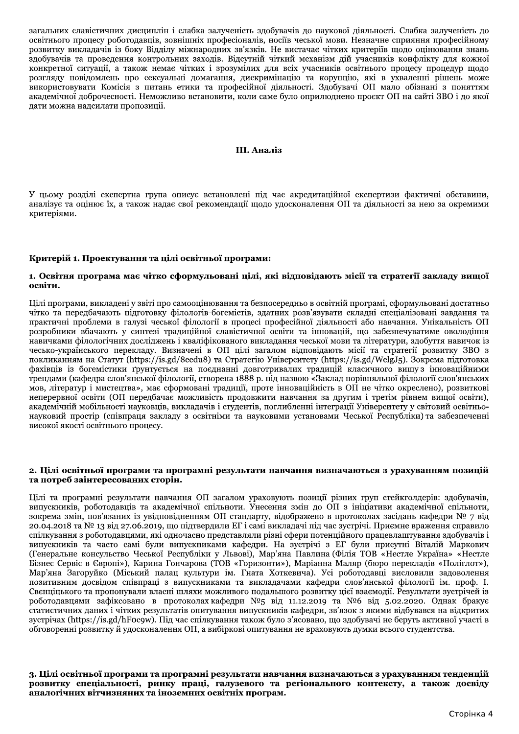загальних славістичних дисциплін і слабка залученість здобувачів до наукової діяльності. Слабка залученість до освітнього процесу роботодавців, зовнішніх професіоналів, носіїв чеської мови. Незначне сприяння професійному розвитку викладачів із боку Відділу міжнародних зв'язків. Не вистачає чітких критеріїв щодо оцінювання знань здобувачів та проведення контрольних заходів. Відсутній чіткий механізм дій учасників конфлікту для кожної конкретної ситуації, а також немає чітких і зрозумілих для всіх учасників освітнього процесу процедур щодо розгляду повідомлень про сексуальні домагання, дискримінацію та корупцію, які в ухваленні рішень може використовувати Комісія з питань етики та професійної діяльності. Здобувачі ОП мало обізнані з поняттям академічної доброчесності. Неможливо встановити, коли саме було оприлюднено проєкт ОП на сайті ЗВО і до якої дати можна надсилати пропозиції.

## III. Аналіз

У цьому розділі експертна група описує встановлені під час акредитаційної експертизи фактичні обставини, аналізує та оцінює їх, а також надає свої рекомендації щодо удосконалення ОП та діяльності за нею за окремими критеріями.

### Критерій 1. Проектування та цілі освітньої програми:

#### 1. Освітня програма має чітко сформульовані цілі, які відповідають місії та стратегії закладу вищої освіти.

Цілі програми, викладені у звіті про самооцінювання та безпосередньо в освітній програмі, сформульовані достатньо чітко та передбачають підготовку філологів-богемістів, здатних розв'язувати складні спеціалізовані завдання та практичні проблеми в галузі чеської філології в процесі професійної діяльності або навчання. Унікальність ОП розробники вбачають у синтезі традиційної славістичної освіти та інновацій, що забезпечуватиме оволодіння навичками філологічних досліджень і кваліфікованого викладання чеської мови та літератури, здобуття навичок із чесько-українського перекладу. Визначені в ОП цілі загалом відповідають місії та стратегії розвитку ЗВО з покликанням на Статут (https://is.gd/8eedu8) та Стратегію Університету (https://is.gd/WelgJ5). Зокрема підготовка фахівців із богемістики ґрунтується на поєднанні довготривалих традицій класичного вишу з інноваційними трендами (кафедра слов'янської філології, створена 1888 р. під назвою «Заклад порівняльної філології слов'янських мов, літератур і мистецтва», має сформовані традиції, проте інноваційність в ОП не чітко окреслено), розвиткові неперервної освіти (ОП передбачає можливість продовжити навчання за другим і третім рівнем вищої освіти), академічній мобільності науковців, викладачів і студентів, поглибленні інтеграції Університету у світовий освітньо-науковий простір (співпраця закладу з освітніми та науковими установами Чеської Республіки) та забезпеченні високої якості освітнього процесу.

#### 2. Цілі освітньої програми та програмні результати навчання визначаються з урахуванням позицій та потреб заінтересованих сторін.

Цілі та програмні результати навчання ОП загалом ураховують позиції різних груп стейкголдерів: здобувачів, випускників, роботодавців та академічної спільноти. Унесення змін до ОП з ініціативи академічної спільноти, зокрема змін, пов'язаних із увідповідненням ОП стандарту, відображено в протоколах засідань кафедри № 7 від 20.04.2018 та № 13 від 27.06.2019, що підтвердили ЕГ і самі викладачі під час зустрічі. Приємне враження справило спілкування з роботодавцями, які одночасно представляли різні сфери потенційного працевлаштування здобувачів і випускників та часто самі були випускниками кафедри. На зустрічі з ЕГ були присутні Віталій Маркович (Генеральне консульство Чеської Республіки у Львові), Мар'яна Павлина (Філія ТОВ «Нестле Україна» «Нестле Бізнес Сервіс в Європі»), Карина Гончарова (ТОВ «Горизонти»), Маріанна Маляр (бюро перекладів «Поліглот»), Мар'яна Загоруйко (Міський палац культури ім. Гната Хоткевича). Усі роботодавці висловили задоволення позитивним досвідом співпраці з випускниками та викладачами кафедри слов'янської філології ім. проф. І. Свєнціцького та пропонували власні шляхи можливого подальшого розвитку цієї взаємодії. Результати зустрічей із роботодавцями зафіксовано в протоколах кафедри №5 від 11.12.2019 та №6 від 5.02.2020. Однак бракує статистичних даних і чітких результатів опитування випускників кафедри, зв'язок з якими відбувався на відкритих зустрічах (https://is.gd/hF0c9w). Під час спілкування також було з'ясовано, що здобувачі не беруть активної участі в обговоренні розвитку й удосконалення ОП, а вибіркові опитування не враховують думки всього студентства.

#### 3. Цілі освітньої програми та програмні результати навчання визначаються з урахуванням тенденцій розвитку спеціальності, ринку праці, галузевого та регіонального контексту, а також досвіду аналогічних вітчизняних та іноземних освітніх програм.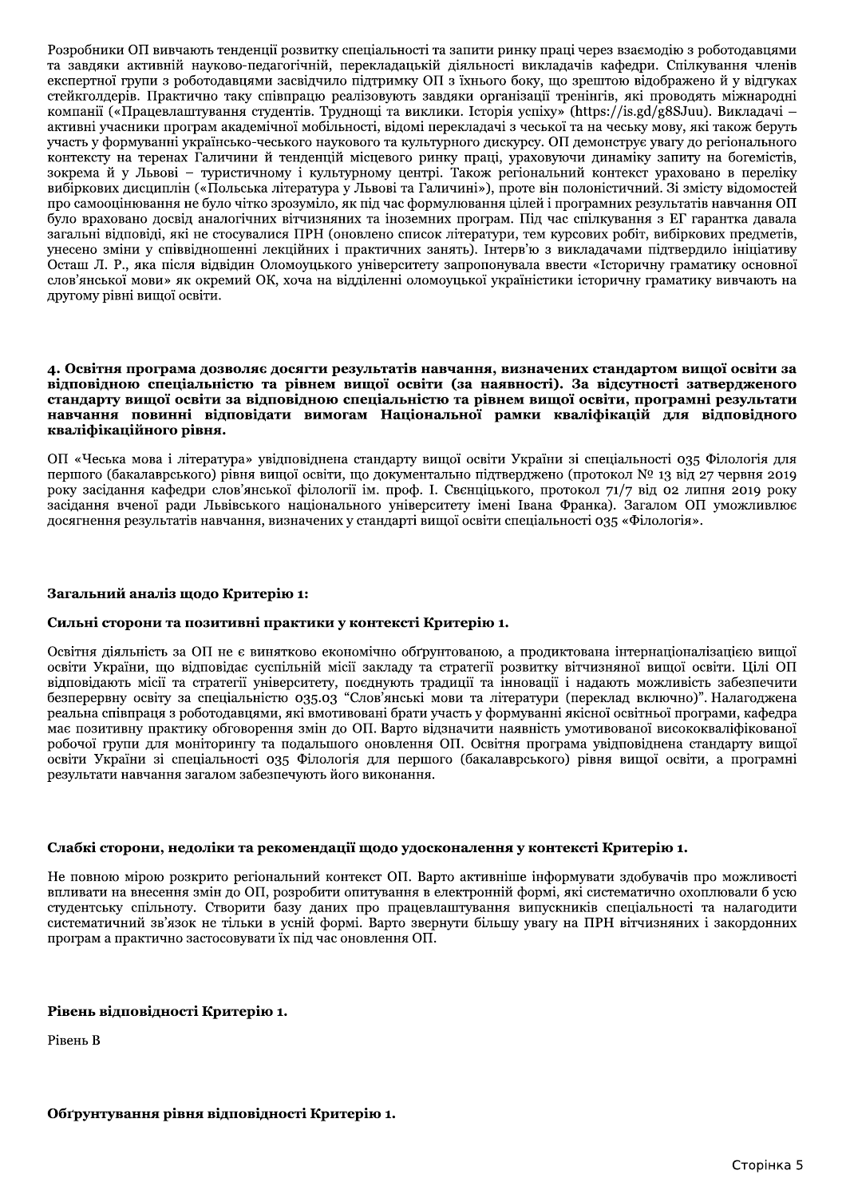Розробники ОП вивчають тенденції розвитку спеціальності та запити ринку праці через взаємодію з роботодавцями та завдяки активній науково-педагогічній, перекладацькій діяльності викладачів кафедри. Спілкування членів експертної групи з роботодавцями засвідчило підтримку ОП з їхнього боку, що зрештою відображено й у відгуках стейкголдерів. Практично таку співпрацю реалізовують завдяки організації тренінгів, які проводять міжнародні компанії («Працевлаштування студентів. Трудноші та виклики. Історія успіху» (https://is.gd/g8SJuu). Викладачі – активні учасники програм академічної мобільності, відомі перекладачі з чеської та на чеську мову, які також беруть участь у формуванні українсько-чеського наукового та культурного дискурсу. ОП демонструє увагу до регіонального контексту на теренах Галичини й тенденцій місцевого ринку праці, ураховуючи динаміку запиту на богемістів, зокрема й у Львові – туристичному і культурному центрі. Також регіональний контекст ураховано в переліку вибіркових дисциплін («Польська література у Львові та Галичині»), проте він полоністичний. Зі змісту відомостей про самооцінювання не було чітко зрозуміло, як під час формулювання цілей і програмних результатів навчання ОП було враховано досвід аналогічних вітчизняних та іноземних програм. Під час спілкування з ЕГ гарантка давала загальні відповіді, які не стосувалися ПРН (оновлено список літератури, тем курсових робіт, вибіркових предметів, унесено зміни у співвідношенні лекційних і практичних занять). Інтерв'ю з викладачами підтвердило ініціативу Осташ Л. Р., яка після відвідин Оломоуцького університету запропонувала ввести «Історичну граматику основної слов'янської мови» як окремий ОК, хоча на відділенні оломоуцької україністики історичну граматику вивчають на другому рівні вищої освіти.

**4. Освітня програма дозволяє досягти результатів навчання, визначених стандартом вищої освіти за відповідною спеціальністю та рівнем вищої освіти (за наявності). За відсутності затвердженого стандарту вищої освіти за відповідною спеціальністю та рівнем вищої освіти, програмні результати навчання повинні відповідати вимогам Національної рамки кваліфікацій для відповідного кваліфікаційного рівня.**

ОП «Чеська мова і література» увідповіднена стандарту вищої освіти України зі спеціальності 035 Філологія для першого (бакалаврського) рівня вищої освіти, що документально підтверджено (протокол № 13 від 27 червня 2019 року засідання кафедри слов'янської філології ім. проф. І. Свєнціцького, протокол 71/7 від 02 липня 2019 року засідання вченої ради Львівського національного університету імені Івана Франка). Загалом ОП уможливлює досягнення результатів навчання, визначених у стандарті вищої освіти спеціальності 035 «Філологія».

**Загальний аналіз щодо Критерію 1:**

**Сильні сторони та позитивні практики у контексті Критерію 1.**

Освітня діяльність за ОП не є винятково економічно обґрунтованою, а продиктована інтернаціоналізацією вищої освіти України, що відповідає суспільній місії закладу та стратегії розвитку вітчизняної вищої освіти. Цілі ОП відповідають місії та стратегії університету, поєднують традиції та інновації і надають можливість забезпечити безперервну освіту за спеціальністю 035.03 "Слов'янські мови та літератури (переклад включно)". Налагоджена реальна співпраця з роботодавцями, які вмотивовані брати участь у формуванні якісної освітньої програми, кафедра має позитивну практику обговорення змін до ОП. Варто відзначити наявність умотивованої висококваліфікованої робочої групи для моніторингу та подальшого оновлення ОП. Освітня програма увідповіднена стандарту вищої освіти України зі спеціальності 035 Філологія для першого (бакалаврського) рівня вищої освіти, а програмні результати навчання загалом забезпечують його виконання.

**Слабкі сторони, недоліки та рекомендації щодо удосконалення у контексті Критерію 1.**

Не повною мірою розкрито регіональний контекст ОП. Варто активніше інформувати здобувачів про можливості впливати на внесення змін до ОП, розробити опитування в електронній формі, які систематично охоплювали б усю студентську спільноту. Створити базу даних про працевлаштування випускників спеціальності та налагодити систематичний зв'язок не тільки в усній формі. Варто звернути більшу увагу на ПРН вітчизняних і закордонних програм а практично застосовувати їх під час оновлення ОП.

**Рівень відповідності Критерію 1.**

Рівень B

**Обґрунтування рівня відповідності Критерію 1.**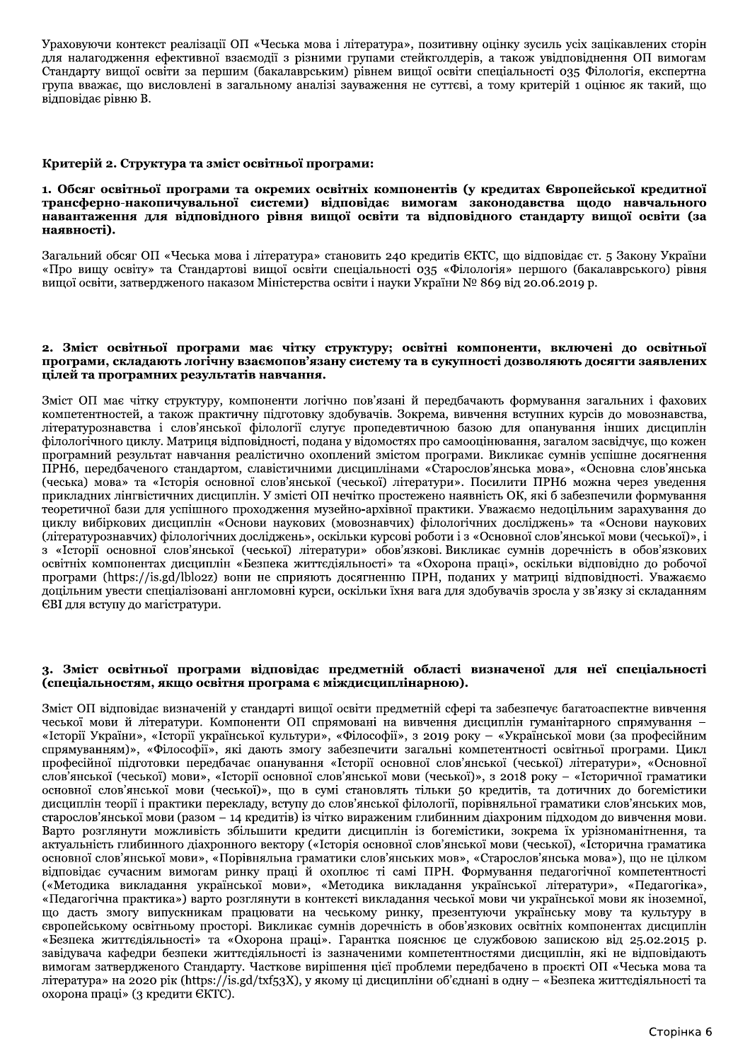Ураховуючи контекст реалізації ОП «Чеська мова і література», позитивну оцінку зусиль усіх зацікавлених сторін для налагодження ефективної взаємодії з різними групами стейкголдерів, а також увідповіднення ОП вимогам Стандарту вищої освіти за першим (бакалаврським) рівнем вищої освіти спеціальності 035 Філологія, експертна група вважає, що висловлені в загальному аналізі зауваження не суттєві, а тому критерій 1 оцінює як такий, що відповідає рівню В.

**Критерій 2. Структура та зміст освітньої програми:**

**1. Обсяг освітньої програми та окремих освітніх компонентів (у кредитах Європейської кредитної трансферно-накопичувальної системи) відповідає вимогам законодавства щодо навчального навантаження для відповідного рівня вищої освіти та відповідного стандарту вищої освіти (за наявності).**

Загальний обсяг ОП «Чеська мова і література» становить 240 кредитів ЄКТС, що відповідає ст. 5 Закону України «Про вищу освіту» та Стандартові вищої освіти спеціальності 035 «Філологія» першого (бакалаврського) рівня вищої освіти, затвердженого наказом Міністерства освіти і науки України № 869 від 20.06.2019 р.

**2. Зміст освітньої програми має чітку структуру; освітні компоненти, включені до освітньої програми, складають логічну взаємопов'язану систему та в сукупності дозволяють досягти заявлених цілей та програмних результатів навчання.**

Зміст ОП має чітку структуру, компоненти логічно пов'язані й передбачають формування загальних і фахових компетентностей, а також практичну підготовку здобувачів. Зокрема, вивчення вступних курсів до мовознавства, літературознавства і слов'янської філології слугує пропедевтичною базою для опанування інших дисциплін філологічного циклу. Матриця відповідності, подана у відомостях про самооцінювання, загалом засвідчує, що кожен програмний результат навчання реалістично охоплений змістом програми. Викликає сумнів успішне досягнення ПРН6, передбаченого стандартом, славістичними дисциплінами «Старослов'янська мова», «Основна слов'янська (чеська) мова» та «Історія основної слов'янської (чеської) літератури». Посилити ПРН6 можна через уведення прикладних лінгвістичних дисциплін. У змісті ОП нечітко простежено наявність ОК, які б забезпечили формування теоретичної бази для успішного проходження музейно-архівної практики. Уважаємо недоцільним зарахування до циклу вибіркових дисциплін «Основи наукових (мовознавчих) філологічних досліджень» та «Основи наукових (літературознавчих) філологічних досліджень», оскільки курсові роботи і з «Основної слов'янської мови (чеської)», і з «Історії основної слов'янської (чеської) літератури» обов'язкові. Викликає сумнів доречність в обов'язкових освітніх компонентах дисциплін «Безпека життєдіяльності» та «Охорона праці», оскільки відповідно до робочої програми (https://is.gd/lblo2z) вони не сприяють досягненню ПРН, поданих у матриці відповідності. Уважаємо доцільним ввести спеціалізовані англомовні курси, оскільки їхня вага для здобувачів зросла у зв'язку зі складанням ЄВІ для вступу до магістратури.

**3. Зміст освітньої програми відповідає предметній області визначеної для неї спеціальності (спеціальностям, якщо освітня програма є міждисциплінарною).**

Зміст ОП відповідає визначеній у стандарті вищої освіти предметній сфері та забезпечує багатоаспектне вивчення чеської мови й літератури. Компоненти ОП спрямовані на вивчення дисциплін гуманітарного спрямування – «Історії України», «Історії української культури», «Філософії», з 2019 року – «Української мови (за професійним спрямуванням)», «Філософії», які дають змогу забезпечити загальні компетентності освітньої програми. Цикл професійної підготовки передбачає опанування «Історії основної слов'янської (чеської) літератури», «Основної слов'янської (чеської) мови», «Історії основної слов'янської мови (чеської)», з 2018 року – «Історичної граматики основної слов'янської мови (чеської)», що в сумі становлять тільки 50 кредитів, та дотичних до богемістики дисциплін теорії і практики перекладу, вступу до слов'янської філології, порівняльної граматики слов'янських мов, старослов'янської мови (разом – 14 кредитів) із чітко вираженим глибинним діахроним підходом до вивчення мови. Варто розглянути можливість збільшити кредити дисциплін із богемістики, зокрема їх урізноманітнення, та актуальність глибинного діахронного вектору («Історія основної слов'янської мови (чеської), «Історична граматика основної слов'янської мови», «Порівняльна граматики слов'янських мов», «Старослов'янська мова»), що не цілком відповідає сучасним вимогам ринку праці й охоплює ті самі ПРН. Формування педагогічної компетентності («Методика викладання української мови», «Методика викладання української літератури», «Педагогіка», «Педагогічна практика») варто розглянути в контексті викладання чеської мови чи української мови як іноземної, що дасть змогу випускникам працювати на чеському ринку, презентуючи українську мову та культуру в європейському освітньому просторі. Викликає сумнів доречність в обов'язкових освітніх компонентах дисциплін «Безпека життєдіяльності» та «Охорона праці». Гарантка пояснює це службовою запискою від 25.02.2015 р. завідувача кафедри безпеки життєдіяльності із зазначеними компетентностями дисциплін, які не відповідають вимогам затвердженого Стандарту. Часткове вирішення цієї проблеми передбачено в проєкті ОП «Чеська мова та література» на 2020 рік (https://is.gd/txf53X), у якому ці дисципліни об'єднані в одну – «Безпека життєдіяльності та охорона праці» (3 кредити ЄКТС).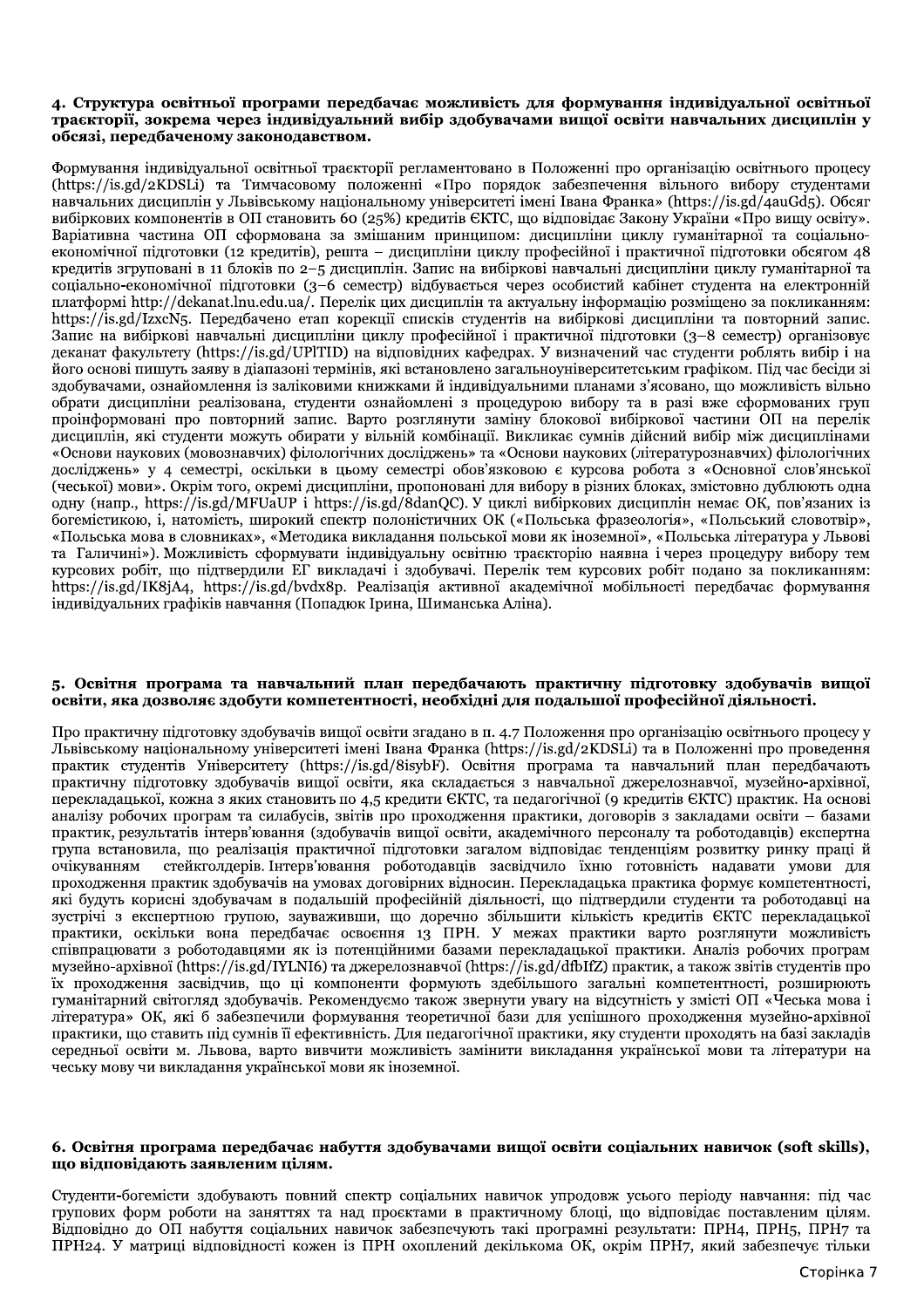**4. Структура освітньої програми передбачає можливість для формування індивідуальної освітньої траєкторії, зокрема через індивідуальний вибір здобувачами вищої освіти навчальних дисциплін у обсязі, передбаченому законодавством.**

Формування індивідуальної освітньої траєкторії регламентовано в Положенні про організацію освітнього процесу (https://is.gd/2KDSLi) та Тимчасовому положенні «Про порядок забезпечення вільного вибору студентами навчальних дисциплін у Львівському національному університеті імені Івана Франка» (https://is.gd/4auGd5). Обсяг вибіркових компонентів в ОП становить 60 (25%) кредитів ЄКТС, що відповідає Закону України «Про вищу освіту». Варіативна частина ОП сформована за змішаним принципом: дисципліни циклу гуманітарної та соціально-економічної підготовки (12 кредитів), решта – дисципліни циклу професійної і практичної підготовки обсягом 48 кредитів згруповані в 11 блоків по 2–5 дисциплін. Запис на вибіркові навчальні дисципліни циклу гуманітарної та соціально-економічної підготовки (3–6 семестр) відбувається через особистий кабінет студента на електронній платформі http://dekanat.lnu.edu.ua/. Перелік цих дисциплін та актуальну інформацію розміщено за покликанням: https://is.gd/IzxcN5. Передбачено етап корекції списків студентів на вибіркові дисципліни та повторний запис. Запис на вибіркові навчальні дисципліни циклу професійної і практичної підготовки (3–8 семестр) організовує деканат факультету (https://is.gd/UPlTID) на відповідних кафедрах. У визначений час студенти роблять вибір і на його основі пишуть заяву в діапазоні термінів, які встановлено загальноуніверситетським графіком. Під час бесіди зі здобувачами, ознайомлення із заліковими книжками й індивідуальними планами з'ясовано, що можливість вільно обрати дисципліни реалізована, студенти ознайомлені з процедурою вибору та в разі вже сформованих груп проінформовані про повторний запис. Варто розглянути заміну блокової вибіркової частини ОП на перелік дисциплін, які студенти можуть обирати у вільній комбінації. Викликає сумнів дійсний вибір між дисциплінами «Основи наукових (мовознавчих) філологічних досліджень» та «Основи наукових (літературознавчих) філологічних досліджень» у 4 семестрі, оскільки в цьому семестрі обов'язковою є курсова робота з «Основної слов'янської (чеської) мови». Окрім того, окремі дисципліни, пропоновані для вибору в різних блоках, змістовно дублюють одна одну (напр., https://is.gd/MFUaUP і https://is.gd/8danQC). У циклі вибіркових дисциплін немає ОК, пов'язаних із богемістикою, і, натомість, широкий спектр полоністичних ОК («Польська фразеологія», «Польський словотвір», «Польська мова в словниках», «Методика викладання польської мови як іноземної», «Польська література у Львові та Галичині»). Можливість сформувати індивідуальну освітню траєкторію наявна і через процедуру вибору тем курсових робіт, що підтвердили ЕГ викладачі і здобувачі. Перелік тем курсових робіт подано за покликанням: https://is.gd/IK8jA4, https://is.gd/bvdx8p. Реалізація активної академічної мобільності передбачає формування індивідуальних графіків навчання (Попадюк Ірина, Шиманська Аліна).

**5. Освітня програма та навчальний план передбачають практичну підготовку здобувачів вищої освіти, яка дозволяє здобути компетентності, необхідні для подальшої професійної діяльності.**

Про практичну підготовку здобувачів вищої освіти згадано в п. 4.7 Положення про організацію освітнього процесу у Львівському національному університеті імені Івана Франка (https://is.gd/2KDSLi) та в Положенні про проведення практик студентів Університету (https://is.gd/8isybF). Освітня програма та навчальний план передбачають практичну підготовку здобувачів вищої освіти, яка складається з навчальної джерелознавчої, музейно-архівної, перекладацької, кожна з яких становить по 4,5 кредити ЄКТС, та педагогічної (9 кредитів ЄКТС) практик. На основі аналізу робочих програм та силабусів, звітів про проходження практики, договорів з закладами освіти – базами практик, результатів інтерв'ювання (здобувачів вищої освіти, академічного персоналу та роботодавців) експертна група встановила, що реалізація практичної підготовки загалом відповідає тенденціям розвитку ринку праці й очікуванням стейкголдерів. Інтерв'ювання роботодавців засвідчило їхню готовність надавати умови для проходження практик здобувачів на умовах договірних відносин. Перекладацька практика формує компетентності, які будуть корисні здобувачам у подальшій професійній діяльності, що підтвердили студенти та роботодавці на зустрічі з експертною групою, зауваживши, що доречно збільшити кількість кредитів ЄКТС перекладацької практики, оскільки вона передбачає освоєння 13 ПРН. У межах практики варто розглянути можливість співпрацювати з роботодавцями як із потенційними базами перекладацької практики. Аналіз робочих програм музейно-архівної (https://is.gd/IYLNI6) та джерелознавчої (https://is.gd/dfbIfZ) практик, а також звітів студентів про їх проходження засвідчив, що ці компоненти формують здебільшого загальні компетентності, розширюють гуманітарний світогляд здобувачів. Рекомендуємо також звернути увагу на відсутність у змісті ОП «Чеська мова і література» ОК, які б забезпечили формування теоретичної бази для успішного проходження музейно-архівної практики, що ставить під сумнів її ефективність. Для педагогічної практики, яку студенти проходять на базі закладів середньої освіти м. Львова, варто вивчити можливість замінити викладання української мови та літератури на чеську мову чи викладання української мови як іноземної.

**6. Освітня програма передбачає набуття здобувачами вищої освіти соціальних навичок (soft skills), що відповідають заявленим цілям.**

Студенти-богемісти здобувають повний спектр соціальних навичок упродовж усього періоду навчання: під час групових форм роботи на заняттях та над проєктами в практичному блоці, що відповідає поставленим цілям. Відповідно до ОП набуття соціальних навичок забезпечують такі програмні результати: ПРН4, ПРН5, ПРН7 та ПРН24. У матриці відповідності кожен із ПРН охоплений декількома ОК, окрім ПРН7, який забезпечує тільки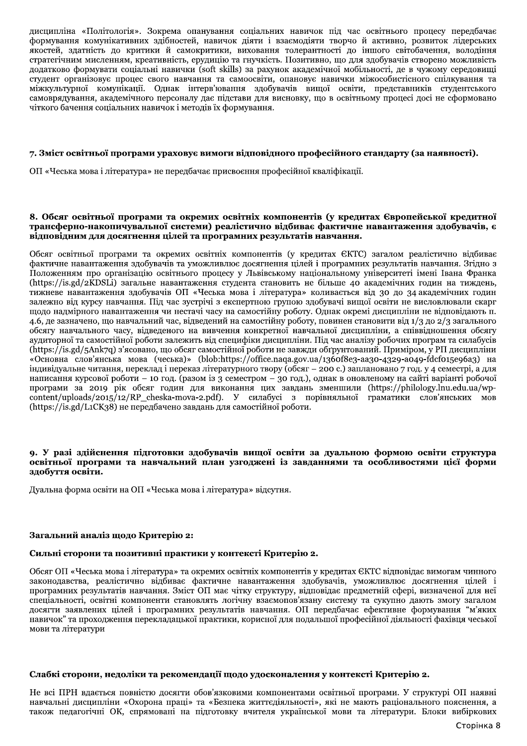дисципліна «Політологія». Зокрема опанування соціальних навичок під час освітнього процесу передбачає формування комунікативних здібностей, навичок діяти і взаємодіяти творчо й активно, розвиток лідерських якостей, здатність до критики й самокритики, виховання толерантності до іншого світобачення, володіння стратегічним мисленням, креативність, ерудицію та гнучкість. Позитивно, що для здобувачів створено можливість додатково формувати соціальні навички (soft skills) за рахунок академічної мобільності, де в чужому середовищі студент організовує процес свого навчання та самоосвіти, опановує навички міжособистісного спілкування та міжкультурної комунікації. Однак інтерв'ювання здобувачів вищої освіти, представників студентського самоврядування, академічного персоналу дає підстави для висновку, що в освітньому процесі досі не сформовано чіткого бачення соціальних навичок і методів їх формування.

**7. Зміст освітньої програми ураховує вимоги відповідного професійного стандарту (за наявності).**

ОП «Чеська мова і література» не передбачає присвоєння професійної кваліфікації.

**8. Обсяг освітньої програми та окремих освітніх компонентів (у кредитах Європейської кредитної трансферно-накопичувальної системи) реалістично відбиває фактичне навантаження здобувачів, є відповідним для досягнення цілей та програмних результатів навчання.**

Обсяг освітньої програми та окремих освітніх компонентів (у кредитах ЄКТС) загалом реалістично відбиває фактичне навантаження здобувачів та уможливлює досягнення цілей і програмних результатів навчання. Згідно з Положенням про організацію освітнього процесу у Львівському національному університеті імені Івана Франка (https://is.gd/2KDSLi) загальне навантаження студента становить не більше 40 академічних годин на тиждень, тижневе навантаження здобувачів ОП «Чеська мова і література» коливається від 30 до 34 академічних годин залежно від курсу навчання. Під час зустрічі з експертною групою здобувачі вищої освіти не висловлювали скарг щодо надмірного навантаження чи нестачі часу на самостійну роботу. Однак окремі дисципліни не відповідають п. 4.6, де зазначено, що навчальний час, відведений на самостійну роботу, повинен становити від 1/3 до 2/3 загального обсягу навчального часу, відведеного на вивчення конкретної навчальної дисципліни, а співвідношення обсягу аудиторної та самостійної роботи залежить від специфіки дисципліни. Під час аналізу робочих програм та силабусів (https://is.gd/5Ank7q) з'ясовано, що обсяг самостійної роботи не завжди обґрунтований. Приміром, у РП дисципліни «Основна слов'янська мова (чеська)» (blob:https://office.naqa.gov.ua/1360f8e3-aa30-4329-a049-fdcf015e96a3) на індивідуальне читання, переклад і переказ літературного твору (обсяг – 200 с.) заплановано 7 год. у 4 семестрі, а для написання курсової роботи – 10 год. (разом із 3 семестром – 30 год.), однак в оновленому на сайті варіанті робочої програми за 2019 рік обсяг годин для виконання цих завдань зменшили (https://philology.lnu.edu.ua/wp-content/uploads/2015/12/RP_cheska-mova-2.pdf). У силабусі з порівняльної граматики слов'янських мов (https://is.gd/L1CK38) не передбачено завдань для самостійної роботи.

**9. У разі здійснення підготовки здобувачів вищої освіти за дуальною формою освіти структура освітньої програми та навчальний план узгоджені із завданнями та особливостями цієї форми здобуття освіти.**

Дуальна форма освіти на ОП «Чеська мова і література» відсутня.

**Загальний аналіз щодо Критерію 2:**

**Сильні сторони та позитивні практики у контексті Критерію 2.**

Обсяг ОП «Чеська мова і література» та окремих освітніх компонентів у кредитах ЄКТС відповідає вимогам чинного законодавства, реалістично відбиває фактичне навантаження здобувачів, уможливлює досягнення цілей і програмних результатів навчання. Зміст ОП має чітку структуру, відповідає предметній сфері, визначеної для неї спеціальності, освітні компоненти становлять логічну взаємопов'язану систему та сукупно дають змогу загалом досягти заявлених цілей і програмних результатів навчання. ОП передбачає ефективне формування "м'яких навичок" та проходження перекладацької практики, корисної для подальшої професійної діяльності фахівця чеської мови та літератури

**Слабкі сторони, недоліки та рекомендації щодо удосконалення у контексті Критерію 2.**

Не всі ПРН вдається повністю досягти обов'язковими компонентами освітньої програми. У структурі ОП наявні навчальні дисципліни «Охорона праці» та «Безпека життєдіяльності», які не мають раціонального пояснення, а також педагогічні ОК, спрямовані на підготовку вчителя української мови та літератури. Блоки вибіркових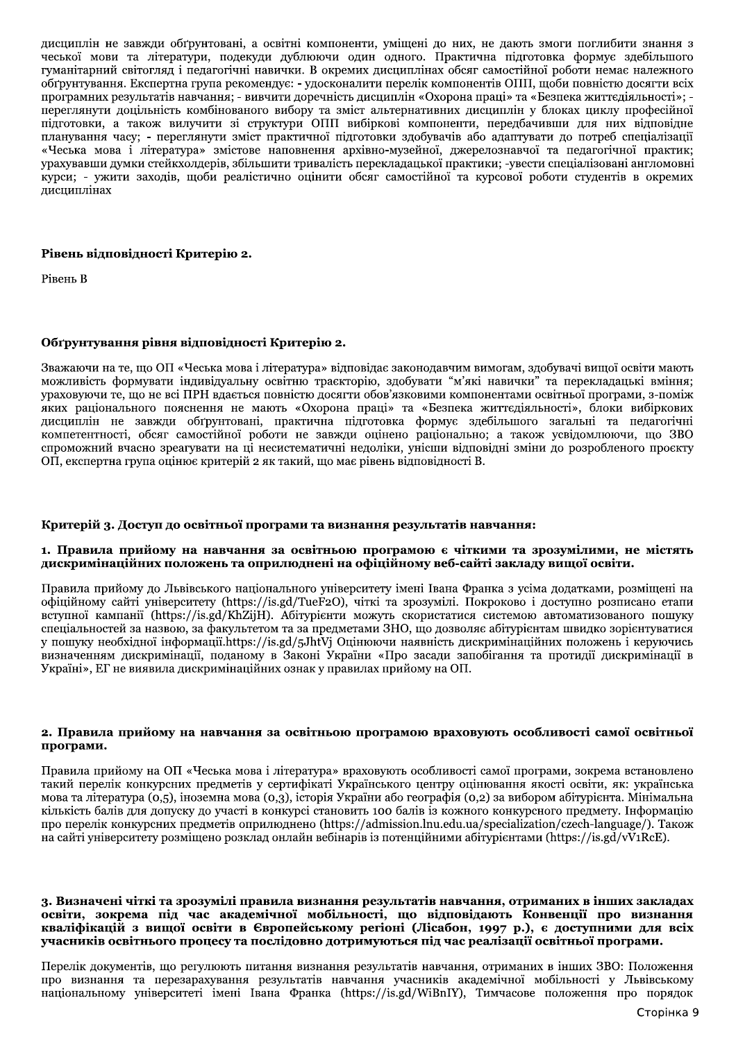дисциплін не завжди обґрунтовані, а освітні компоненти, уміщені до них, не дають змоги поглибити знання з чеської мови та літератури, подекуди дублюючи один одного. Практична підготовка формує здебільшого гуманітарний світогляд і педагогічні навички. В окремих дисциплінах обсяг самостійної роботи немає належного обґрунтування. Експертна група рекомендує: - удосконалити перелік компонентів ОПП, щоб повністю досягти всіх програмних результатів навчання; - вивчити доречність дисциплін «Охорона праці» та «Безпека життєдіяльності»; - переглянути доцільність комбінованого вибору та зміст альтернативних дисциплін у блоках циклу професійної підготовки, а також вилучити зі структури ОПП вибіркові компоненти, передбачивши для них відповідне планування часу; - переглянути зміст практичної підготовки здобувачів або адаптувати до потреб спеціалізації «Чеська мова і література» змістове наповнення архівно-музейної, джерелознавчої та педагогічної практик; урахувавши думки стейкхолдерів, збільшити тривалість перекладацької практики; -увести спеціалізовані англомовні курси; - ужити заходів, щоб реалістично оцінити обсяг самостійної та курсової роботи студентів в окремих дисциплінах

**Рівень відповідності Критерію 2.**

Рівень В

**Обґрунтування рівня відповідності Критерію 2.**

Зважаючи на те, що ОП «Чеська мова і література» відповідає законодавчим вимогам, здобувачі вищої освіти мають можливість формувати індивідуальну освітню траєкторію, здобувати "м'які навички" та перекладацькі вміння; ураховуючи те, що не всі ПРН вдається повністю досягти обов'язковими компонентами освітньої програми, з-поміж яких раціонального пояснення не мають «Охорона праці» та «Безпека життєдіяльності», блоки вибіркових дисциплін не завжди обґрунтовані, практична підготовка формує здебільшого загальні та педагогічні компетентності, обсяг самостійної роботи не завжди оцінено раціонально; а також усвідомлюючи, що ЗВО спроможний вчасно зреагувати на ці несистематичні недоліки, унісши відповідні зміни до розробленого проєкту ОП, експертна група оцінює критерій 2 як такий, що має рівень відповідності В.

**Критерій 3. Доступ до освітньої програми та визнання результатів навчання:**

**1. Правила прийому на навчання за освітньою програмою є чіткими та зрозумілими, не містять дискримінаційних положень та оприлюднені на офіційному веб-сайті закладу вищої освіти.**

Правила прийому до Львівського національного університету імені Івана Франка з усіма додатками, розміщені на офіційному сайті університету (https://is.gd/TueF2O), чіткі та зрозумілі. Покроково і доступно розписано етапи вступної кампанії (https://is.gd/KhZijH). Абітурієнти можуть скористатися системою автоматизованого пошуку спеціальностей за назвою, за факультетом та за предметами ЗНО, що дозволяє абітурієнтам швидко зорієнтуватися у пошуку необхідної інформації.https://is.gd/5JhtVj Оцінюючи наявність дискримінаційних положень і керуючись визначенням дискримінації, поданому в Законі України «Про засади запобігання та протидії дискримінації в Україні», ЕГ не виявила дискримінаційних ознак у правилах прийому на ОП.

**2. Правила прийому на навчання за освітньою програмою враховують особливості самої освітньої програми.**

Правила прийому на ОП «Чеська мова і література» враховують особливості самої програми, зокрема встановлено такий перелік конкурсних предметів у сертифікаті Українського центру оцінювання якості освіти, як: українська мова та література (0,5), іноземна мова (0,3), історія України або географія (0,2) за вибором абітурієнта. Мінімальна кількість балів для допуску до участі в конкурсі становить 100 балів із кожного конкурсного предмету. Інформацію про перелік конкурсних предметів оприлюднено (https://admission.lnu.edu.ua/specialization/czech-language/). Також на сайті університету розміщено розклад онлайн вебінарів із потенційними абітурієнтами (https://is.gd/vV1RcE).

**3. Визначені чіткі та зрозумілі правила визнання результатів навчання, отриманих в інших закладах освіти, зокрема під час академічної мобільності, що відповідають Конвенції про визнання кваліфікацій з вищої освіти в Європейському регіоні (Лісабон, 1997 р.), є доступними для всіх учасників освітнього процесу та послідовно дотримуються під час реалізації освітньої програми.**

Перелік документів, що регулюють питання визнання результатів навчання, отриманих в інших ЗВО: Положення про визнання та перезарахування результатів навчання учасників академічної мобільності у Львівському національному університеті імені Івана Франка (https://is.gd/WiBnIY), Тимчасове положення про порядок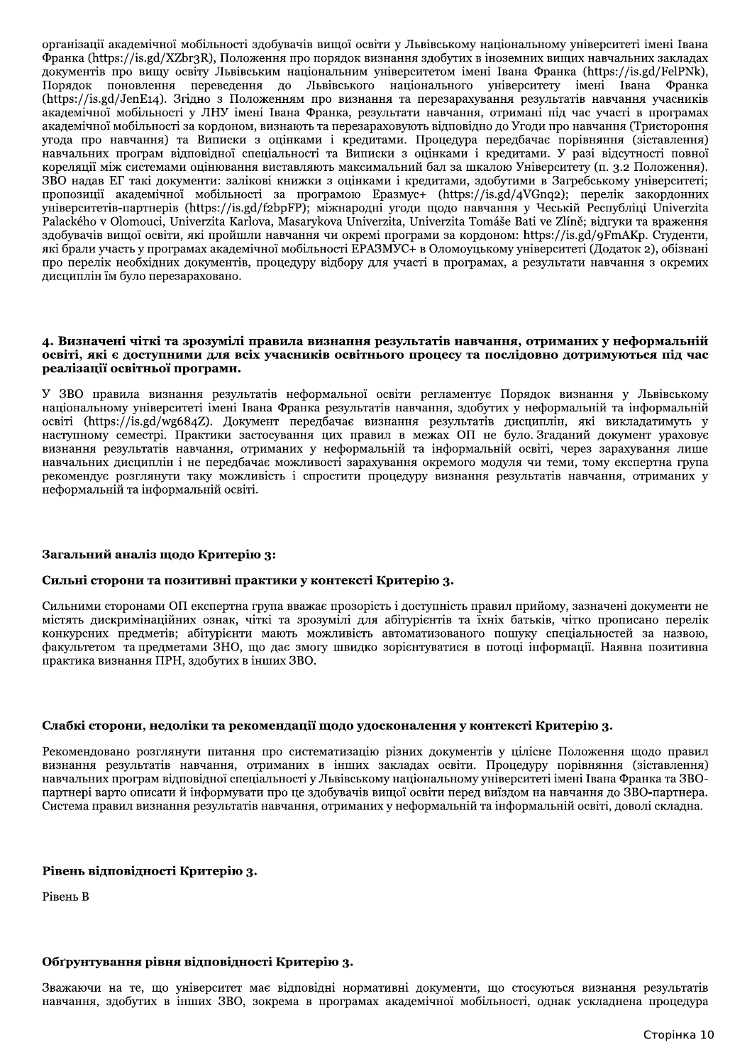організації академічної мобільності здобувачів вищої освіти у Львівському національному університеті імені Івана Франка (https://is.gd/XZbr3R), Положення про порядок визнання здобутих в іноземних вищих навчальних закладах документів про вищу освіту Львівським національним університетом імені Івана Франка (https://is.gd/FelPNk), Порядок поновлення переведення до Львівського національного університету імені Івана Франка (https://is.gd/JenE14). Згідно з Положенням про визнання та перезарахування результатів навчання учасників академічної мобільності у ЛНУ імені Івана Франка, результати навчання, отримані під час участі в програмах академічної мобільності за кордоном, визнають та перезараховують відповідно до Угоди про навчання (Тристороння угода про навчання) та Виписки з оцінками і кредитами. Процедура передбачає порівняння (зіставлення) навчальних програм відповідної спеціальності та Виписки з оцінками і кредитами. У разі відсутності повної кореляції між системами оцінювання виставляють максимальний бал за шкалою Університету (п. 3.2 Положення). ЗВО надав ЕГ такі документи: залікові книжки з оцінками і кредитами, здобутими в Загребському університеті; пропозиції академічної мобільності за програмою Еразмус+ (https://is.gd/4VGnq2); перелік закордонних університетів-партнерів (https://is.gd/f2bpFP); міжнародні угоди щодо навчання у Чеській Республіці Univerzita Palackého v Olomouci, Univerzita Karlova, Masarykova Univerzita, Univerzita Tomáše Bati ve Zlíně; відгуки та враження здобувачів вищої освіти, які пройшли навчання чи окремі програми за кордоном: https://is.gd/9FmAKp. Студенти, які брали участь у програмах академічної мобільності ЕРАЗМУС+ в Оломоуцькому університеті (Додаток 2), обізнані про перелік необхідних документів, процедуру відбору для участі в програмах, а результати навчання з окремих дисциплін їм було перезараховано.

### 4. Визначені чіткі та зрозумілі правила визнання результатів навчання, отриманих у неформальній освіті, які є доступними для всіх учасників освітнього процесу та послідовно дотримуються під час реалізації освітньої програми.

У ЗВО правила визнання результатів неформальної освіти регламентує Порядок визнання у Львівському національному університеті імені Івана Франка результатів навчання, здобутих у неформальній та інформальній освіті (https://is.gd/wg684Z). Документ передбачає визнання результатів дисциплін, які викладатимуть у наступному семестрі. Практики застосування цих правил в межах ОП не було. Згаданий документ ураховує визнання результатів навчання, отриманих у неформальній та інформальній освіті, через зарахування лише навчальних дисциплін і не передбачає можливості зарахування окремого модуля чи теми, тому експертна група рекомендує розглянути таку можливість і спростити процедуру визнання результатів навчання, отриманих у неформальній та інформальній освіті.

### Загальний аналіз щодо Критерію 3:

### Сильні сторони та позитивні практики у контексті Критерію 3.

Сильними сторонами ОП експертна група вважає прозорість і доступність правил прийому, зазначені документи не містять дискримінаційних ознак, чіткі та зрозумілі для абітурієнтів та їхніх батьків, чітко прописано перелік конкурсних предметів; абітурієнти мають можливість автоматизованого пошуку спеціальностей за назвою, факультетом та предметами ЗНО, що дає змогу швидко зорієнтуватися в потоці інформації. Наявна позитивна практика визнання ПРН, здобутих в інших ЗВО.

### Слабкі сторони, недоліки та рекомендації щодо удосконалення у контексті Критерію 3.

Рекомендовано розглянути питання про систематизацію різних документів у цілісне Положення щодо правил визнання результатів навчання, отриманих в інших закладах освіти. Процедуру порівняння (зіставлення) навчальних програм відповідної спеціальності у Львівському національному університеті імені Івана Франка та ЗВО-партнері варто описати й інформувати про це здобувачів вищої освіти перед виїздом на навчання до ЗВО-партнера. Система правил визнання результатів навчання, отриманих у неформальній та інформальній освіті, доволі складна.

### Рівень відповідності Критерію 3.

Рівень В

### Обґрунтування рівня відповідності Критерію 3.

Зважаючи на те, що університет має відповідні нормативні документи, що стосуються визнання результатів навчання, здобутих в інших ЗВО, зокрема в програмах академічної мобільності, однак ускладнена процедура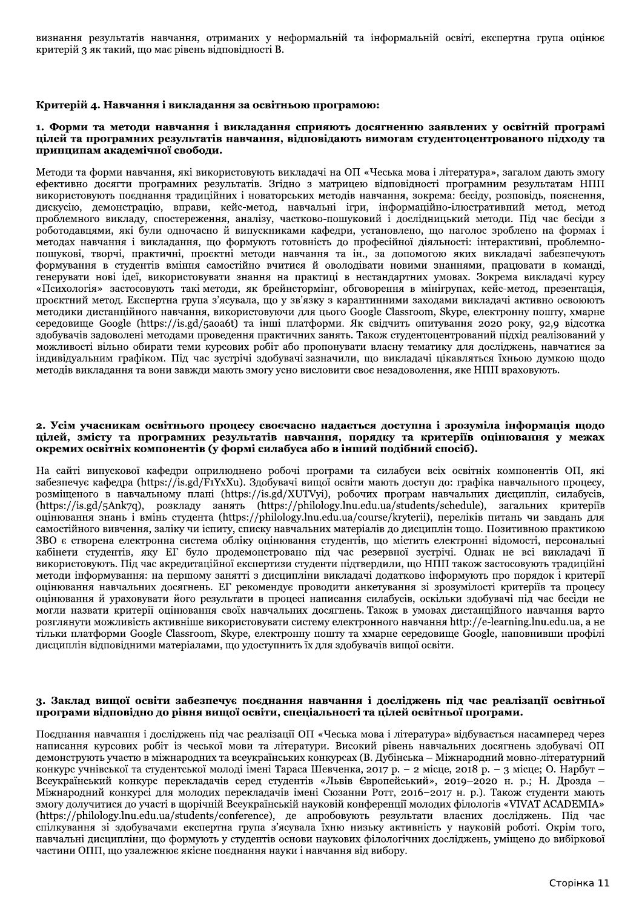визнання результатів навчання, отриманих у неформальній та інформальній освіті, експертна група оцінює критерій 3 як такий, що має рівень відповідності B.

### Критерій 4. Навчання і викладання за освітньою програмою:

**1. Форми та методи навчання і викладання сприяють досягненню заявлених у освітній програмі цілей та програмних результатів навчання, відповідають вимогам студентоцентрованого підходу та принципам академічної свободи.**

Методи та форми навчання, які використовують викладачі на ОП «Чеська мова і література», загалом дають змогу ефективно досягти програмних результатів. Згідно з матрицею відповідності програмним результатам НПП використовують поєднання традиційних і новаторських методів навчання, зокрема: бесіду, розповідь, пояснення, дискусію, демонстрацію, вправи, кейс-метод, навчальні ігри, інформаційно-ілюстративний метод, метод проблемного викладу, спостереження, аналізу, частково-пошуковий і дослідницький методи. Під час бесіди з роботодавцями, які були одночасно й випускниками кафедри, установлено, що наголос зроблено на формах і методах навчання і викладання, що формують готовність до професійної діяльності: інтерактивні, проблемно-пошукові, творчі, практичні, проєктні методи навчання та ін., за допомогою яких викладачі забезпечують формування в студентів вміння самостійно вчитися й оволодівати новими знаннями, працювати в команді, генерувати нові ідеї, використовувати знання на практиці в нестандартних умовах. Зокрема викладачі курсу «Психологія» застосовують такі методи, як брейнстормінг, обговорення в мінігрупах, кейс-метод, презентація, проєктний метод. Експертна група з'ясувала, що у зв'язку з карантинними заходами викладачі активно освоюють методики дистанційного навчання, використовуючи для цього Google Classroom, Skype, електронну пошту, хмарне середовище Google (https://is.gd/5aoa6t) та інші платформи. Як свідчить опитування 2020 року, 92,9 відсотка здобувачів задоволені методами проведення практичних занять. Також студентоцентрований підхід реалізований у можливості вільно обирати теми курсових робіт або пропонувати власну тематику для досліджень, навчатися за індивідуальним графіком. Під час зустрічі здобувачі зазначили, що викладачі цікавляться їхньою думкою щодо методів викладання та вони завжди мають змогу усно висловити своє незадоволення, яке НПП враховують.

**2. Усім учасникам освітнього процесу своєчасно надається доступна і зрозуміла інформація щодо цілей, змісту та програмних результатів навчання, порядку та критеріїв оцінювання у межах окремих освітніх компонентів (у формі силабуса або в інший подібний спосіб).**

На сайті випускової кафедри оприлюднено робочі програми та силабуси всіх освітніх компонентів ОП, які забезпечує кафедра (https://is.gd/F1YxXu). Здобувачі вищої освіти мають доступ до: графіка навчального процесу, розміщеного в навчальному плані (https://is.gd/XUTVyi), робочих програм навчальних дисциплін, силабусів, (https://is.gd/5Ank7q), розкладу занять (https://philology.lnu.edu.ua/students/schedule), загальних критеріїв оцінювання знань і вмінь студента (https://philology.lnu.edu.ua/course/kryterii), переліків питань чи завдань для самостійного вивчення, заліку чи іспиту, списку навчальних матеріалів до дисциплін тощо. Позитивною практикою ЗВО є створена електронна система обліку оцінювання студентів, що містить електронні відомості, персональні кабінети студентів, яку ЕГ було продемонстровано під час резервної зустрічі. Однак не всі викладачі її використовують. Під час акредитаційної експертизи студенти підтвердили, що НПП також застосовують традиційні методи інформування: на першому занятті з дисципліни викладачі додатково інформують про порядок і критерії оцінювання навчальних досягнень. ЕГ рекомендує проводити анкетування зі зрозумілості критеріїв та процесу оцінювання й ураховувати його результати в процесі написання силабусів, оскільки здобувачі під час бесіди не могли назвати критерії оцінювання своїх навчальних досягнень. Також в умовах дистанційного навчання варто розглянути можливість активніше використовувати систему електронного навчання http://e-learning.lnu.edu.ua, а не тільки платформи Google Classroom, Skype, електронну пошту та хмарне середовище Google, наповнивши профілі дисциплін відповідними матеріалами, що удоступнить їх для здобувачів вищої освіти.

**3. Заклад вищої освіти забезпечує поєднання навчання і досліджень під час реалізації освітньої програми відповідно до рівня вищої освіти, спеціальності та цілей освітньої програми.**

Поєднання навчання і досліджень під час реалізації ОП «Чеська мова і література» відбувається насамперед через написання курсових робіт із чеської мови та літератури. Високий рівень навчальних досягнень здобувачі ОП демонструють участю в міжнародних та всеукраїнських конкурсах (В. Дубінська – Міжнародний мовно-літературний конкурс учнівської та студентської молоді імені Тараса Шевченка, 2017 р. – 2 місце, 2018 р. – 3 місце; О. Нарбут – Всеукраїнський конкурс перекладачів серед студентів «Львів Європейський», 2019–2020 н. р.; Н. Дрозда – Міжнародний конкурсі для молодих перекладачів імені Сюзанни Ротт, 2016–2017 н. р.). Також студенти мають змогу долучитися до участі в щорічній Всеукраїнській науковій конференції молодих філологів «VIVAT ACADEMIA» (https://philology.lnu.edu.ua/students/conference), де апробовують результати власних досліджень. Під час спілкування зі здобувачами експертна група з'ясувала їхню низьку активність у науковій роботі. Окрім того, навчальні дисципліни, що формують у студентів основи наукових філологічних досліджень, уміщено до вибіркової частини ОПП, що узалежнює якісне поєднання науки і навчання від вибору.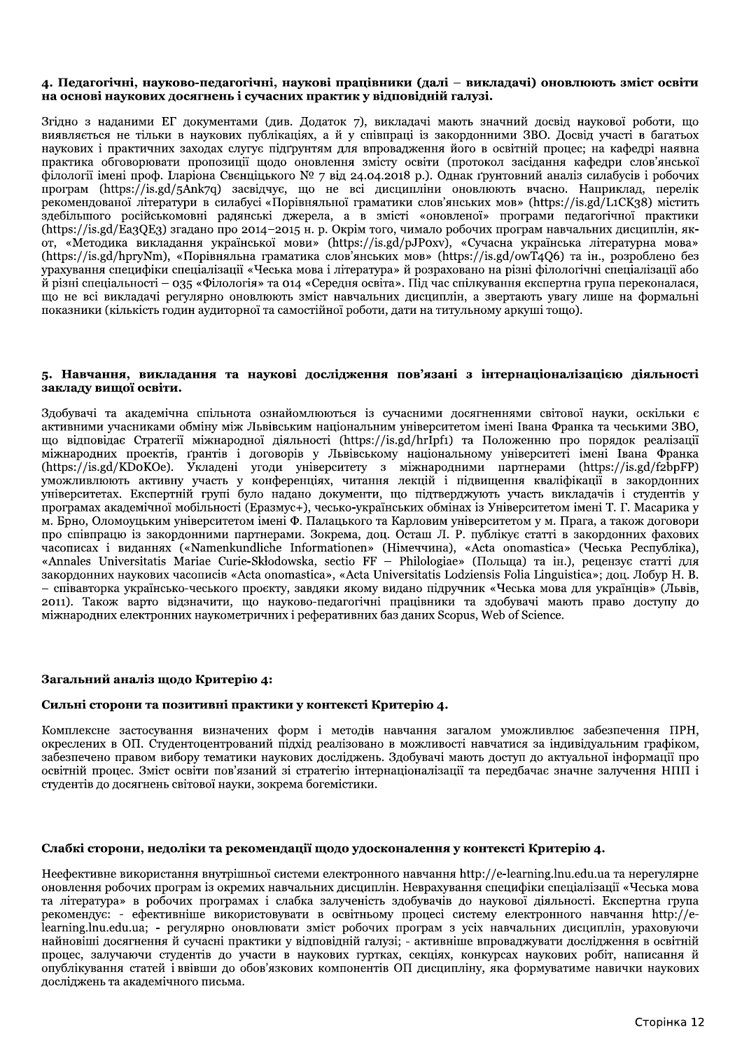**4. Педагогічні, науково-педагогічні, наукові працівники (далі – викладачі) оновлюють зміст освіти на основі наукових досягнень і сучасних практик у відповідній галузі.**

Згідно з наданими ЕГ документами (див. Додаток 7), викладачі мають значний досвід наукової роботи, що виявляється не тільки в наукових публікаціях, а й у співпраці із закордонними ЗВО. Досвід участі в багатьох наукових і практичних заходах слугує підґрунтям для впровадження його в освітній процес; на кафедрі наявна практика обговорювати пропозиції щодо оновлення змісту освіти (протокол засідання кафедри слов'янської філології імені проф. Іларіона Свєнціцького № 7 від 24.04.2018 р.). Однак ґрунтовний аналіз силабусів і робочих програм (https://is.gd/5Ank7q) засвідчує, що не всі дисципліни оновлюють вчасно. Наприклад, перелік рекомендованої літератури в силабусі «Порівняльної граматики слов'янських мов» (https://is.gd/L1CK38) містить здебільшого російськомовні радянські джерела, а в змісті «оновленої» програми педагогічної практики (https://is.gd/Ea3QE3) згадано про 2014–2015 н. р. Окрім того, чимало робочих програм навчальних дисциплін, як-от, «Методика викладання української мови» (https://is.gd/pJPoxv), «Сучасна українська літературна мова» (https://is.gd/hpryNm), «Порівняльна граматика слов'янських мов» (https://is.gd/owT4Q6) та ін., розроблено без урахування специфіки спеціалізації «Чеська мова і література» й розраховано на різні філологічні спеціалізації або й різні спеціальності – 035 «Філологія» та 014 «Середня освіта». Під час спілкування експертна група переконалася, що не всі викладачі регулярно оновлюють зміст навчальних дисциплін, а звертають увагу лише на формальні показники (кількість годин аудиторної та самостійної роботи, дати на титульному аркуші тощо).

**5. Навчання, викладання та наукові дослідження пов'язані з інтернаціоналізацією діяльності закладу вищої освіти.**

Здобувачі та академічна спільнота ознайомлюються із сучасними досягненнями світової науки, оскільки є активними учасниками обміну між Львівським національним університетом імені Івана Франка та чеськими ЗВО, що відповідає Стратегії міжнародної діяльності (https://is.gd/hrIpf1) та Положенню про порядок реалізації міжнародних проєктів, ґрантів і договорів у Львівському національному університеті імені Івана Франка (https://is.gd/KDoKOe). Укладені угоди університету з міжнародними партнерами (https://is.gd/f2bpFP) уможливлюють активну участь у конференціях, читання лекцій і підвищення кваліфікації в закордонних університетах. Експертній групі було надано документи, що підтверджують участь викладачів і студентів у програмах академічної мобільності (Еразмус+), чесько-українських обмінах із Університетом імені Т. Г. Масарика у м. Брно, Оломоуцьким університетом імені Ф. Палацького та Карловим університетом у м. Прага, а також договори про співпрацю із закордонними партнерами. Зокрема, доц. Осташ Л. Р. публікує статті в закордонних фахових часописах і виданнях («Namenkundliche Informationen» (Німеччина), «Acta onomastica» (Чеська Республіка), «Annales Universitatis Mariae Curie-Skłodowska, sectio FF – Philologiae» (Польща) та ін.), рецензує статті для закордонних наукових часописів «Acta onomastica», «Acta Universitatis Lodziensis Folia Linguistica»; доц. Лобур Н. В. – співавторка українсько-чеського проєкту, завдяки якому видано підручник «Чеська мова для українців» (Львів, 2011). Також варто відзначити, що науково-педагогічні працівники та здобувачі мають право доступу до міжнародних електронних наукометричних і реферативних баз даних Scopus, Web of Science.

**Загальний аналіз щодо Критерію 4:**

**Сильні сторони та позитивні практики у контексті Критерію 4.**

Комплексне застосування визначених форм і методів навчання загалом уможливлює забезпечення ПРН, окреслених в ОП. Студентоцентрований підхід реалізовано в можливості навчатися за індивідуальним графіком, забезпечено правом вибору тематики наукових досліджень. Здобувачі мають доступ до актуальної інформації про освітній процес. Зміст освіти пов'язаний зі стратегію інтернаціоналізації та передбачає значне залучення НПП і студентів до досягнень світової науки, зокрема богемістики.

**Слабкі сторони, недоліки та рекомендації щодо удосконалення у контексті Критерію 4.**

Неефективне використання внутрішньої системи електронного навчання http://e-learning.lnu.edu.ua та нерегулярне оновлення робочих програм із окремих навчальних дисциплін. Неврахування специфіки спеціалізації «Чеська мова та література» в робочих програмах і слабка залученість здобувачів до наукової діяльності. Експертна група рекомендує: - ефективніше використовувати в освітньому процесі систему електронного навчання http://e-learning.lnu.edu.ua; - регулярно оновлювати зміст робочих програм з усіх навчальних дисциплін, ураховуючи найновіші досягнення й сучасні практики у відповідній галузі; - активніше впроваджувати дослідження в освітній процес, залучаючи студентів до участи в наукових гуртках, секціях, конкурсах наукових робіт, написання й опублікування статей і ввівши до обов'язкових компонентів ОП дисципліну, яка формуватиме навички наукових досліджень та академічного письма.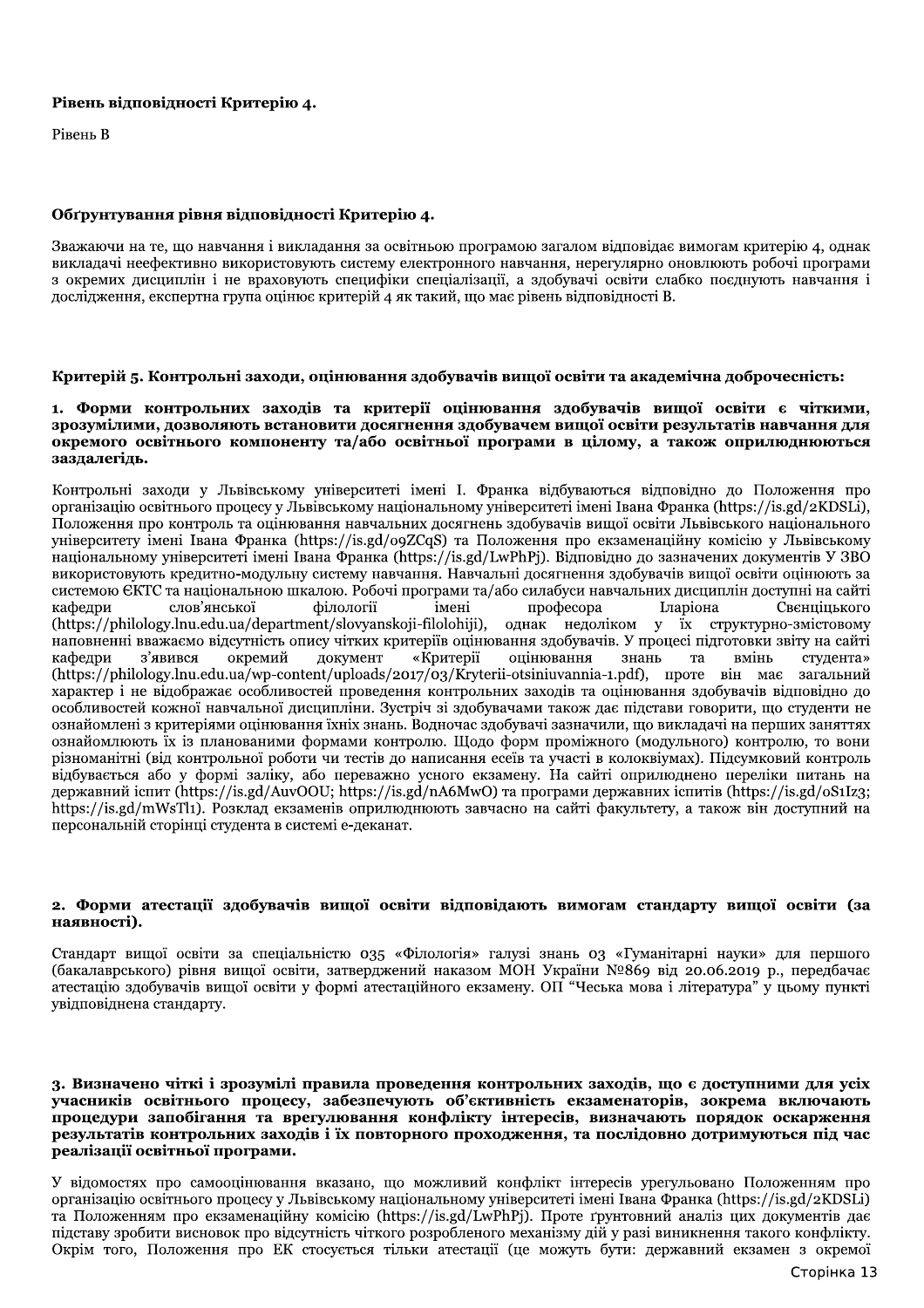**Рівень відповідності Критерію 4.**

Рівень В

**Обґрунтування рівня відповідності Критерію 4.**

Зважаючи на те, що навчання і викладання за освітньою програмою загалом відповідає вимогам критерію 4, однак викладачі неефективно використовують систему електронного навчання, нерегулярно оновлюють робочі програми з окремих дисциплін і не враховують специфіки спеціалізації, а здобувачі освіти слабко поєднують навчання і дослідження, експертна група оцінює критерій 4 як такий, що має рівень відповідності В.

**Критерій 5. Контрольні заходи, оцінювання здобувачів вищої освіти та академічна доброчесність:**

**1. Форми контрольних заходів та критерії оцінювання здобувачів вищої освіти є чіткими, зрозумілими, дозволяють встановити досягнення здобувачем вищої освіти результатів навчання для окремого освітнього компоненту та/або освітньої програми в цілому, а також оприлюднюються заздалегідь.**

Контрольні заходи у Львівському університеті імені І. Франка відбуваються відповідно до Положення про організацію освітнього процесу у Львівському національному університеті імені Івана Франка (https://is.gd/2KDSLi), Положення про контроль та оцінювання навчальних досягнень здобувачів вищої освіти Львівського національного університету імені Івана Франка (https://is.gd/o9ZCqS) та Положення про екзаменаційну комісію у Львівському національному університеті імені Івана Франка (https://is.gd/LwPhPj). Відповідно до зазначених документів У ЗВО використовують кредитно-модульну систему навчання. Навчальні досягнення здобувачів вищої освіти оцінюють за системою ЄКТС та національною шкалою. Робочі програми та/або силабуси навчальних дисциплін доступні на сайті кафедри слов'янської філології імені професора Іларіона Свєнціцького (https://philology.lnu.edu.ua/department/slovyanskoji-filolohiji), однак недоліком у їх структурно-змістовому наповненні вважаємо відсутність опису чітких критеріїв оцінювання здобувачів. У процесі підготовки звіту на сайті кафедри з'явився окремий документ «Критерії оцінювання знань та вмінь студента» (https://philology.lnu.edu.ua/wp-content/uploads/2017/03/Kryterii-otsiniuvannia-1.pdf), проте він має загальний характер і не відображає особливостей проведення контрольних заходів та оцінювання здобувачів відповідно до особливостей кожної навчальної дисципліни. Зустріч зі здобувачами також дає підстави говорити, що студенти не ознайомлені з критеріями оцінювання їхніх знань. Водночас здобувачі зазначили, що викладачі на перших заняттях ознайомлюють їх із планованими формами контролю. Щодо форм проміжного (модульного) контролю, то вони різноманітні (від контрольної роботи чи тестів до написання есеїв та участі в колоквіумах). Підсумковий контроль відбувається або у формі заліку, або переважно усного екзамену. На сайті оприлюднено переліки питань на державний іспит (https://is.gd/AuvOOU; https://is.gd/nA6MwO) та програми державних іспитів (https://is.gd/oS1Iz3; https://is.gd/mWsTl1). Розклад екзаменів оприлюднюють завчасно на сайті факультету, а також він доступний на персональній сторінці студента в системі е-деканат.

**2. Форми атестації здобувачів вищої освіти відповідають вимогам стандарту вищої освіти (за наявності).**

Стандарт вищої освіти за спеціальністю 035 «Філологія» галузі знань 03 «Гуманітарні науки» для першого (бакалаврського) рівня вищої освіти, затверджений наказом МОН України №869 від 20.06.2019 р., передбачає атестацію здобувачів вищої освіти у формі атестаційного екзамену. ОП "Чеська мова і література" у цьому пункті увідповіднена стандарту.

**3. Визначено чіткі і зрозумілі правила проведення контрольних заходів, що є доступними для усіх учасників освітнього процесу, забезпечують об'єктивність екзаменаторів, зокрема включають процедури запобігання та врегулювання конфлікту інтересів, визначають порядок оскарження результатів контрольних заходів і їх повторного проходження, та послідовно дотримуються під час реалізації освітньої програми.**

У відомостях про самооцінювання вказано, що можливий конфлікт інтересів урегульовано Положенням про організацію освітнього процесу у Львівському національному університеті імені Івана Франка (https://is.gd/2KDSLi) та Положенням про екзаменаційну комісію (https://is.gd/LwPhPj). Проте ґрунтовний аналіз цих документів дає підставу зробити висновок про відсутність чіткого розробленого механізму дій у разі виникнення такого конфлікту. Окрім того, Положення про ЕК стосується тільки атестації (це можуть бути: державний екзамен з окремої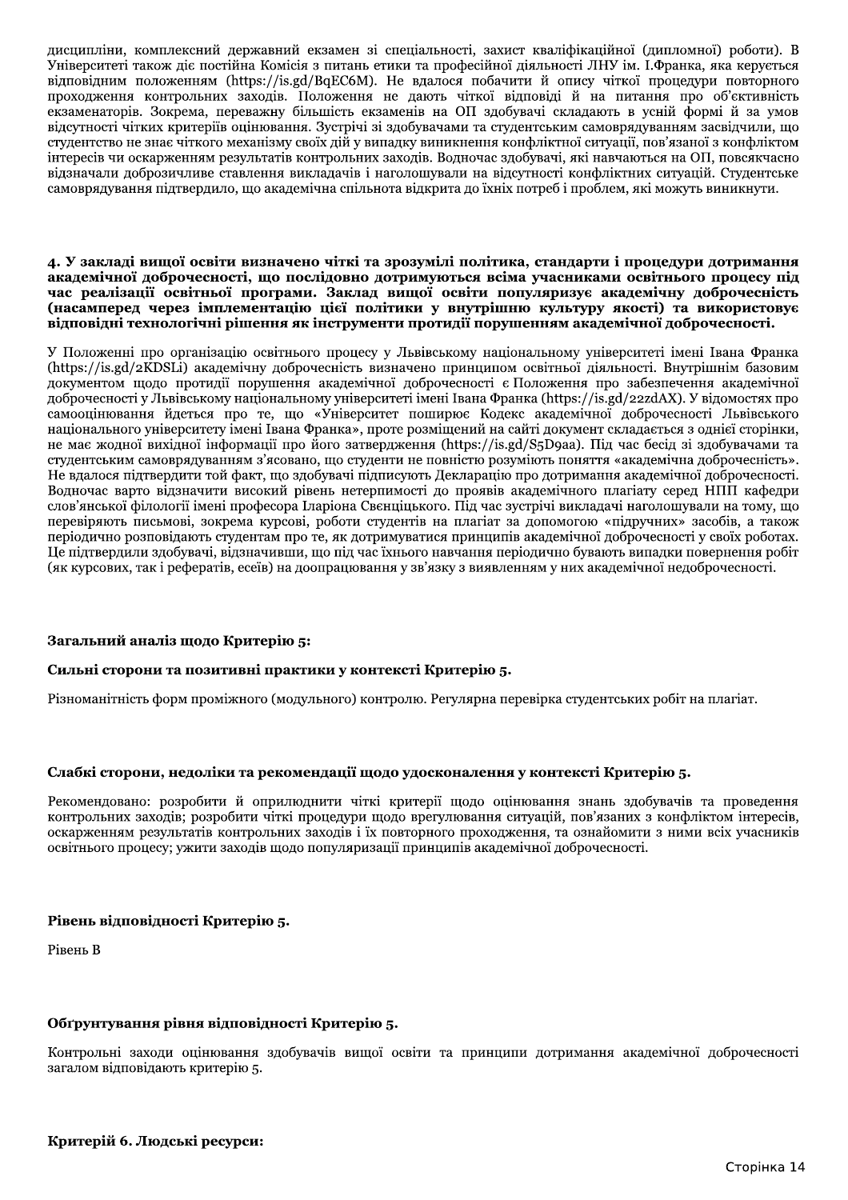дисципліни, комплексний державний екзамен зі спеціальності, захист кваліфікаційної (дипломної) роботи). В Університеті також діє постійна Комісія з питань етики та професійної діяльності ЛНУ ім. І.Франка, яка керується відповідним положенням (https://is.gd/BqEC6M). Не вдалося побачити й опису чіткої процедури повторного проходження контрольних заходів. Положення не дають чіткої відповіді й на питання про об'єктивність екзаменаторів. Зокрема, переважну більшість екзаменів на ОП здобувачі складають в усній формі й за умов відсутності чітких критеріїв оцінювання. Зустрічі зі здобувачами та студентським самоврядуванням засвідчили, що студентство не знає чіткого механізму своїх дій у випадку виникнення конфліктної ситуації, пов'язаної з конфліктом інтересів чи оскарженням результатів контрольних заходів. Водночас здобувачі, які навчаються на ОП, повсякчасно відзначали доброзичливе ставлення викладачів і наголошували на відсутності конфліктних ситуацій. Студентське самоврядування підтвердило, що академічна спільнота відкрита до їхніх потреб і проблем, які можуть виникнути.

**4. У закладі вищої освіти визначено чіткі та зрозумілі політика, стандарти і процедури дотримання академічної доброчесності, що послідовно дотримуються всіма учасниками освітнього процесу під час реалізації освітньої програми. Заклад вищої освіти популяризує академічну доброчесність (насамперед через імплементацію цієї політики у внутрішню культуру якості) та використовує відповідні технологічні рішення як інструменти протидії порушенням академічної доброчесності.**

У Положенні про організацію освітнього процесу у Львівському національному університеті імені Івана Франка (https://is.gd/2KDSLi) академічну доброчесність визначено принципом освітньої діяльності. Внутрішнім базовим документом щодо протидії порушення академічної доброчесності є Положення про забезпечення академічної доброчесності у Львівському національному університеті імені Івана Франка (https://is.gd/22zdAX). У відомостях про самооцінювання йдеться про те, що «Університет поширює Кодекс академічної доброчесності Львівського національного університету імені Івана Франка», проте розміщений на сайті документ складається з однієї сторінки, не має жодної вихідної інформації про його затвердження (https://is.gd/S5D9aa). Під час бесід зі здобувачами та студентським самоврядуванням з'ясовано, що студенти не повністю розуміють поняття «академічна доброчесність». Не вдалося підтвердити той факт, що здобувачі підписують Декларацію про дотримання академічної доброчесності. Водночас варто відзначити високий рівень нетерпимості до проявів академічного плагіату серед НПП кафедри слов'янської філології імені професора Іларіона Свєнціцького. Під час зустрічі викладачі наголошували на тому, що перевіряють письмові, зокрема курсові, роботи студентів на плагіат за допомогою «підручних» засобів, а також періодично розповідають студентам про те, як дотримуватися принципів академічної доброчесності у своїх роботах. Це підтвердили здобувачі, відзначивши, що під час їхнього навчання періодично бувають випадки повернення робіт (як курсових, так і рефератів, есеїв) на доопрацювання у зв'язку з виявленням у них академічної недоброчесності.

**Загальний аналіз щодо Критерію 5:**

**Сильні сторони та позитивні практики у контексті Критерію 5.**

Різноманітність форм проміжного (модульного) контролю. Регулярна перевірка студентських робіт на плагіат.

**Слабкі сторони, недоліки та рекомендації щодо удосконалення у контексті Критерію 5.**

Рекомендовано: розробити й оприлюднити чіткі критерії щодо оцінювання знань здобувачів та проведення контрольних заходів; розробити чіткі процедури щодо врегулювання ситуацій, пов'язаних з конфліктом інтересів, оскарженням результатів контрольних заходів і їх повторного проходження, та ознайомити з ними всіх учасників освітнього процесу; ужити заходів щодо популяризації принципів академічної доброчесності.

**Рівень відповідності Критерію 5.**

Рівень B

**Обґрунтування рівня відповідності Критерію 5.**

Контрольні заходи оцінювання здобувачів вищої освіти та принципи дотримання академічної доброчесності загалом відповідають критерію 5.

**Критерій 6. Людські ресурси:**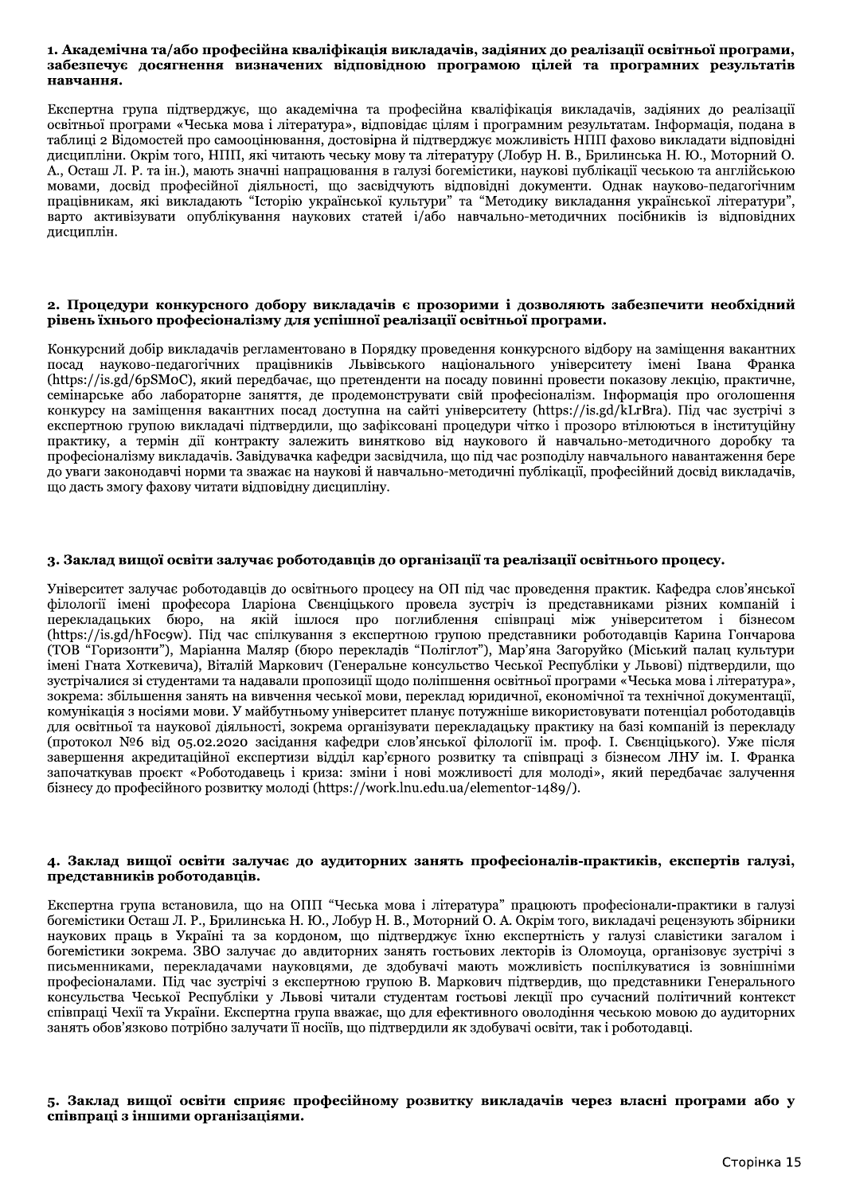**1. Академічна та/або професійна кваліфікація викладачів, задіяних до реалізації освітньої програми, забезпечує досягнення визначених відповідною програмою цілей та програмних результатів навчання.**

Експертна група підтверджує, що академічна та професійна кваліфікація викладачів, задіяних до реалізації освітньої програми «Чеська мова і література», відповідає цілям і програмним результатам. Інформація, подана в таблиці 2 Відомостей про самооцінювання, достовірна й підтверджує можливість НПП фахово викладати відповідні дисципліни. Окрім того, НПП, які читають чеську мову та літературу (Лобур Н. В., Брилинська Н. Ю., Моторний О. А., Осташ Л. Р. та ін.), мають значні напрацювання в галузі богемістики, наукові публікації чеською та англійською мовами, досвід професійної діяльності, що засвідчують відповідні документи. Однак науково-педагогічним працівникам, які викладають "Історію української культури" та "Методику викладання української літератури", варто активізувати опублікування наукових статей і/або навчально-методичних посібників із відповідних дисциплін.

**2. Процедури конкурсного добору викладачів є прозорими і дозволяють забезпечити необхідний рівень їхнього професіоналізму для успішної реалізації освітньої програми.**

Конкурсний добір викладачів регламентовано в Порядку проведення конкурсного відбору на заміщення вакантних посад науково-педагогічних працівників Львівського національного університету імені Івана Франка (https://is.gd/6pSMoC), який передбачає, що претенденти на посаду повинні провести показову лекцію, практичне, семінарське або лабораторне заняття, де продемонструвати свій професіоналізм. Інформація про оголошення конкурсу на заміщення вакантних посад доступна на сайті університету (https://is.gd/kLrBra). Під час зустрічі з експертною групою викладачі підтвердили, що зафіксовані процедури чітко і прозоро втілюються в інституційну практику, а термін дії контракту залежить винятково від наукового й навчально-методичного доробку та професіоналізму викладачів. Завідувачка кафедри засвідчила, що під час розподілу навчального навантаження бере до уваги законодавчі норми та зважає на наукові й навчально-методичні публікації, професійний досвід викладачів, що дасть змогу фахову читати відповідну дисципліну.

**3. Заклад вищої освіти залучає роботодавців до організації та реалізації освітнього процесу.**

Університет залучає роботодавців до освітнього процесу на ОП під час проведення практик. Кафедра слов'янської філології імені професора Іларіона Свєнціцького провела зустріч із представниками різних компаній і перекладацьких бюро, на якій ішлося про поглиблення співпраці між університетом і бізнесом (https://is.gd/hFoc9w). Під час спілкування з експертною групою представники роботодавців Карина Гончарова (ТОВ "Горизонти"), Маріанна Маляр (бюро перекладів "Поліглот"), Мар'яна Загоруйко (Міський палац культури імені Гната Хоткевича), Віталій Маркович (Генеральне консульство Чеської Республіки у Львові) підтвердили, що зустрічалися зі студентами та надавали пропозиції щодо поліпшення освітньої програми «Чеська мова і література», зокрема: збільшення занять на вивчення чеської мови, переклад юридичної, економічної та технічної документації, комунікація з носіями мови. У майбутньому університет планує потужніше використовувати потенціал роботодавців для освітньої та наукової діяльності, зокрема організувати перекладацьку практику на базі компаній із перекладу (протокол №6 від 05.02.2020 засідання кафедри слов'янської філології ім. проф. І. Свєнціцького). Уже після завершення акредитаційної експертизи відділ кар'єрного розвитку та співпраці з бізнесом ЛНУ ім. І. Франка започаткував проєкт «Роботодавець і криза: зміни і нові можливості для молоді», який передбачає залучення бізнесу до професійного розвитку молоді (https://work.lnu.edu.ua/elementor-1489/).

**4. Заклад вищої освіти залучає до аудиторних занять професіоналів-практиків, експертів галузі, представників роботодавців.**

Експертна група встановила, що на ОПП "Чеська мова і література" працюють професіонали-практики в галузі богемістики Осташ Л. Р., Брилинська Н. Ю., Лобур Н. В., Моторний О. А. Окрім того, викладачі рецензують збірники наукових праць в Україні та за кордоном, що підтверджує їхню експертність у галузі славістики загалом і богемістики зокрема. ЗВО залучає до авдиторних занять гостьових лекторів із Оломоуца, організовує зустрічі з письменниками, перекладачами науковцями, де здобувачі мають можливість поспілкуватися із зовнішніми професіоналами. Під час зустрічі з експертною групою В. Маркович підтвердив, що представники Генерального консульства Чеської Республіки у Львові читали студентам гостьові лекції про сучасний політичний контекст співпраці Чехії та України. Експертна група вважає, що для ефективного оволодіння чеською мовою до аудиторних занять обов'язково потрібно залучати її носіїв, що підтвердили як здобувачі освіти, так і роботодавці.

**5. Заклад вищої освіти сприяє професійному розвитку викладачів через власні програми або у співпраці з іншими організаціями.**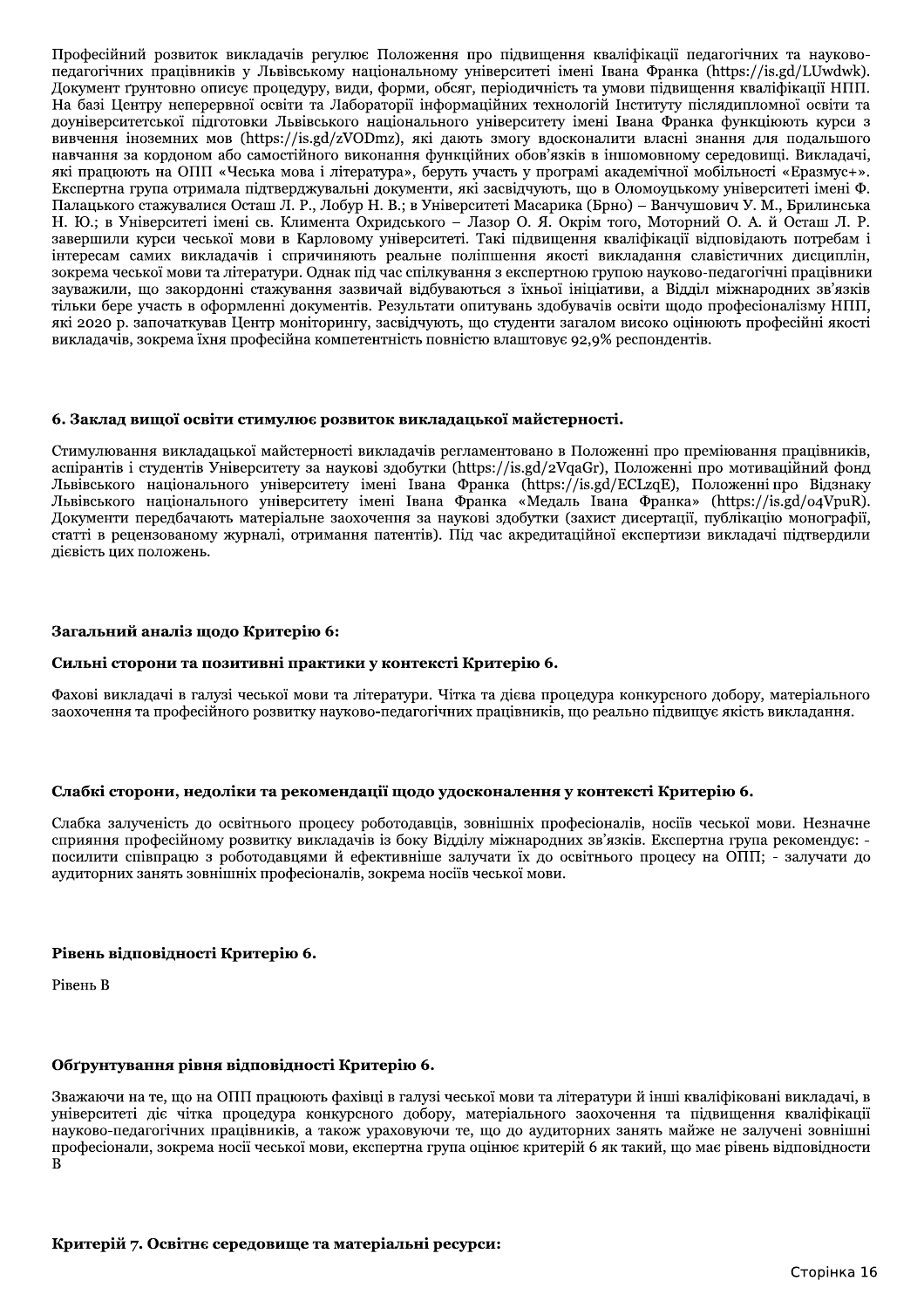Професійний розвиток викладачів регулює Положення про підвищення кваліфікації педагогічних та науково-педагогічних працівників у Львівському національному університеті імені Івана Франка (https://is.gd/LUwdwk). Документ ґрунтовно описує процедуру, види, форми, обсяг, періодичність та умови підвищення кваліфікації НПП. На базі Центру неперервної освіти та Лабораторії інформаційних технологій Інституту післядипломної освіти та доуніверситетської підготовки Львівського національного університету імені Івана Франка функціюють курси з вивчення іноземних мов (https://is.gd/zVODmz), які дають змогу вдосконалити власні знання для подальшого навчання за кордоном або самостійного виконання функційних обов'язків в іншомовному середовищі. Викладачі, які працюють на ОПП «Чеська мова і література», беруть участь у програмі академічної мобільності «Еразмус+». Експертна група отримала підтверджувальні документи, які засвідчують, що в Оломоуцькому університеті імені Ф. Палацького стажувалися Осташ Л. Р., Лобур Н. В.; в Університеті Масарика (Брно) – Ванчушович У. М., Брилинська Н. Ю.; в Університеті імені св. Климента Охридського – Лазор О. Я. Окрім того, Моторний О. А. й Осташ Л. Р. завершили курси чеської мови в Карловому університеті. Такі підвищення кваліфікації відповідають потребам і інтересам самих викладачів і спричиняють реальне поліпшення якості викладання славістичних дисциплін, зокрема чеської мови та літератури. Однак під час спілкування з експертною групою науково-педагогічні працівники зауважили, що закордонні стажування зазвичай відбуваються з їхньої ініціативи, а Відділ міжнародних зв'язків тільки бере участь в оформленні документів. Результати опитувань здобувачів освіти щодо професіоналізму НПП, які 2020 р. започаткував Центр моніторингу, засвідчують, що студенти загалом високо оцінюють професійні якості викладачів, зокрема їхня професійна компетентність повністю влаштовує 92,9% респондентів.

### 6. Заклад вищої освіти стимулює розвиток викладацької майстерності.

Стимулювання викладацької майстерності викладачів регламентовано в Положенні про преміювання працівників, аспірантів і студентів Університету за наукові здобутки (https://is.gd/2VqaGr), Положенні про мотиваційний фонд Львівського національного університету імені Івана Франка (https://is.gd/ECLzqE), Положенні про Відзнаку Львівського національного університету імені Івана Франка «Медаль Івана Франка» (https://is.gd/o4VpuR). Документи передбачають матеріальне заохочення за наукові здобутки (захист дисертації, публікацію монографії, статті в рецензованому журналі, отримання патентів). Під час акредитаційної експертизи викладачі підтвердили дієвість цих положень.

### Загальний аналіз щодо Критерію 6:

### Сильні сторони та позитивні практики у контексті Критерію 6.

Фахові викладачі в галузі чеської мови та літератури. Чітка та дієва процедура конкурсного добору, матеріального заохочення та професійного розвитку науково-педагогічних працівників, що реально підвищує якість викладання.

### Слабкі сторони, недоліки та рекомендації щодо удосконалення у контексті Критерію 6.

Слабка залученість до освітнього процесу роботодавців, зовнішніх професіоналів, носіїв чеської мови. Незначне сприяння професійному розвитку викладачів із боку Відділу міжнародних зв'язків. Експертна група рекомендує: - посилити співпрацю з роботодавцями й ефективніше залучати їх до освітнього процесу на ОПП; - залучати до аудиторних занять зовнішніх професіоналів, зокрема носіїв чеської мови.

### Рівень відповідності Критерію 6.

Рівень B

### Обґрунтування рівня відповідності Критерію 6.

Зважаючи на те, що на ОПП працюють фахівці в галузі чеської мови та літератури й інші кваліфіковані викладачі, в університеті діє чітка процедура конкурсного добору, матеріального заохочення та підвищення кваліфікації науково-педагогічних працівників, а також ураховуючи те, що до аудиторних занять майже не залучені зовнішні професіонали, зокрема носії чеської мови, експертна група оцінює критерій 6 як такий, що має рівень відповідності B

### Критерій 7. Освітнє середовище та матеріальні ресурси: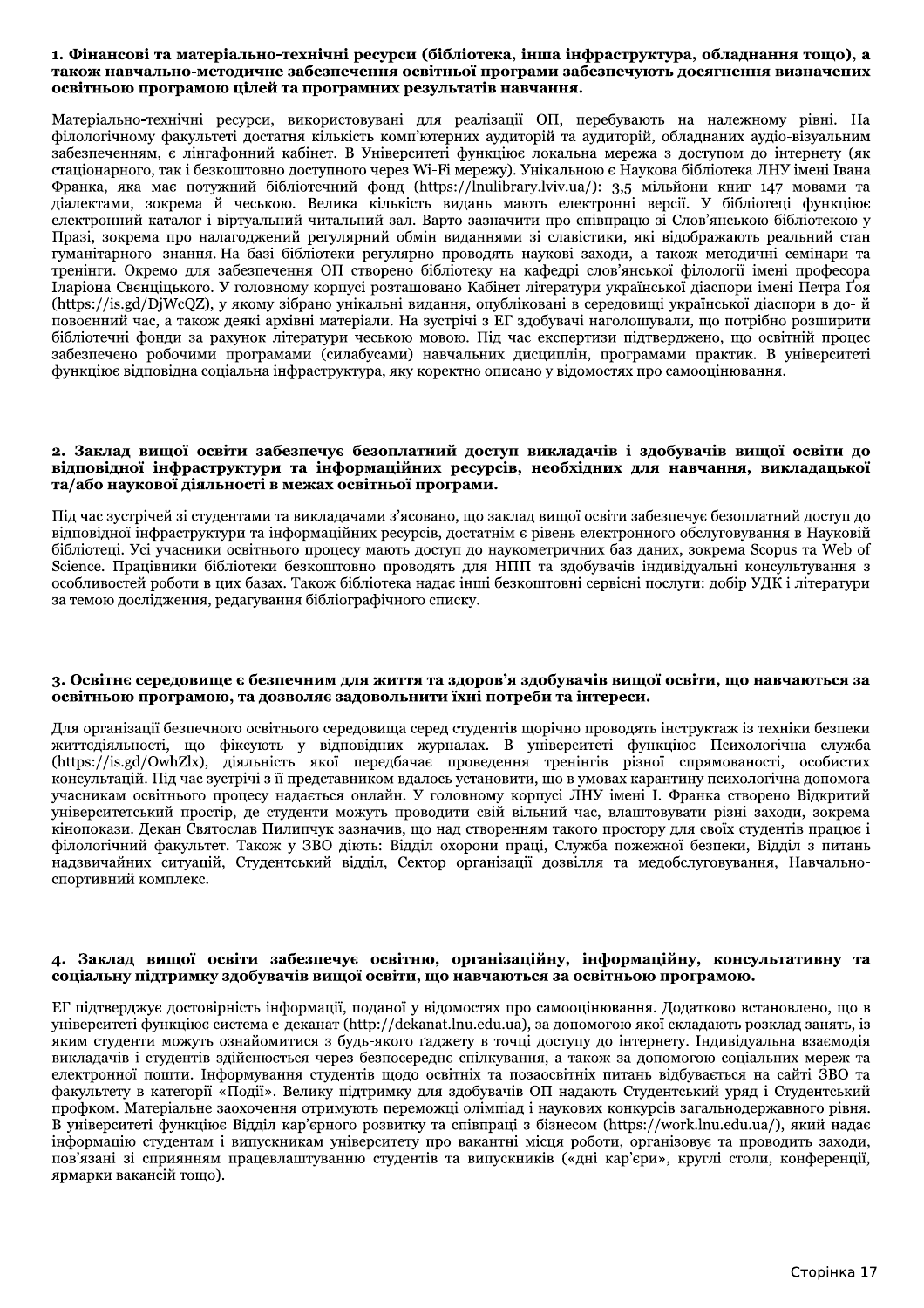**1. Фінансові та матеріально-технічні ресурси (бібліотека, інша інфраструктура, обладнання тощо), а також навчально-методичне забезпечення освітньої програми забезпечують досягнення визначених освітньою програмою цілей та програмних результатів навчання.**

Матеріально-технічні ресурси, використовувані для реалізації ОП, перебувають на належному рівні. На філологічному факультеті достатня кількість комп'ютерних аудиторій та аудиторій, обладнаних аудіо-візуальним забезпеченням, є лінгафонний кабінет. В Університеті функціює локальна мережа з доступом до інтернету (як стаціонарного, так і безкоштовно доступного через Wi-Fi мережу). Унікальною є Наукова бібліотека ЛНУ імені Івана Франка, яка має потужний бібліотечний фонд (https://lnulibrary.lviv.ua/): 3,5 мільйони книг 147 мовами та діалектами, зокрема й чеською. Велика кількість видань мають електронні версії. У бібліотеці функціює електронний каталог і віртуальний читальний зал. Варто зазначити про співпрацю зі Слов'янською бібліотекою у Празі, зокрема про налагоджений регулярний обмін виданнями зі славістики, які відображають реальний стан гуманітарного знання. На базі бібліотеки регулярно проводять наукові заходи, а також методичні семінари та тренінги. Окремо для забезпечення ОП створено бібліотеку на кафедрі слов'янської філології імені професора Іларіона Свєнціцького. У головному корпусі розташовано Кабінет літератури української діаспори імені Петра Ґоя (https://is.gd/DjWcQZ), у якому зібрано унікальні видання, опубліковані в середовищі української діаспори в до- й повоєнний час, а також деякі архівні матеріали. На зустрічі з ЕГ здобувачі наголошували, що потрібно розширити бібліотечні фонди за рахунок літератури чеською мовою. Під час експертизи підтверджено, що освітній процес забезпечено робочими програмами (силабусами) навчальних дисциплін, програмами практик. В університеті функціює відповідна соціальна інфраструктура, яку коректно описано у відомостях про самооцінювання.

**2. Заклад вищої освіти забезпечує безоплатний доступ викладачів і здобувачів вищої освіти до відповідної інфраструктури та інформаційних ресурсів, необхідних для навчання, викладацької та/або наукової діяльності в межах освітньої програми.**

Під час зустрічей зі студентами та викладачами з'ясовано, що заклад вищої освіти забезпечує безоплатний доступ до відповідної інфраструктури та інформаційних ресурсів, достатнім є рівень електронного обслуговування в Науковій бібліотеці. Усі учасники освітнього процесу мають доступ до наукометричних баз даних, зокрема Scopus та Web of Science. Працівники бібліотеки безкоштовно проводять для НПП та здобувачів індивідуальні консультування з особливостей роботи в цих базах. Також бібліотека надає інші безкоштовні сервісні послуги: добір УДК і літератури за темою дослідження, редагування бібліографічного списку.

**3. Освітнє середовище є безпечним для життя та здоров'я здобувачів вищої освіти, що навчаються за освітньою програмою, та дозволяє задовольнити їхні потреби та інтереси.**

Для організації безпечного освітнього середовища серед студентів щорічно проводять інструктаж із техніки безпеки життєдіяльності, що фіксують у відповідних журналах. В університеті функціює Психологічна служба (https://is.gd/OwhZlx), діяльність якої передбачає проведення тренінгів різної спрямованості, особистих консультацій. Під час зустрічі з її представником вдалось установити, що в умовах карантину психологічна допомога учасникам освітнього процесу надається онлайн. У головному корпусі ЛНУ імені І. Франка створено Відкритий університетський простір, де студенти можуть проводити свій вільний час, влаштовувати різні заходи, зокрема кінопокази. Декан Святослав Пилипчук зазначив, що над створенням такого простору для своїх студентів працює і філологічний факультет. Також у ЗВО діють: Відділ охорони праці, Служба пожежної безпеки, Відділ з питань надзвичайних ситуацій, Студентський відділ, Сектор організації дозвілля та медобслуговування, Навчально-спортивний комплекс.

**4. Заклад вищої освіти забезпечує освітню, організаційну, інформаційну, консультативну та соціальну підтримку здобувачів вищої освіти, що навчаються за освітньою програмою.**

ЕГ підтверджує достовірність інформації, поданої у відомостях про самооцінювання. Додатково встановлено, що в університеті функціює система е-деканат (http://dekanat.lnu.edu.ua), за допомогою якої складають розклад занять, із яким студенти можуть ознайомитися з будь-якого ґаджету в точці доступу до інтернету. Індивідуальна взаємодія викладачів і студентів здійснюється через безпосереднє спілкування, а також за допомогою соціальних мереж та електронної пошти. Інформування студентів щодо освітніх та позаосвітніх питань відбувається на сайті ЗВО та факультету в категорії «Події». Велику підтримку для здобувачів ОП надають Студентський уряд і Студентський профком. Матеріальне заохочення отримують переможці олімпіад і наукових конкурсів загальнодержавного рівня. В університеті функціює Відділ кар'єрного розвитку та співпраці з бізнесом (https://work.lnu.edu.ua/), який надає інформацію студентам і випускникам університету про вакантні місця роботи, організовує та проводить заходи, пов'язані зі сприянням працевлаштуванню студентів та випускників («дні кар'єри», круглі столи, конференції, ярмарки вакансій тощо).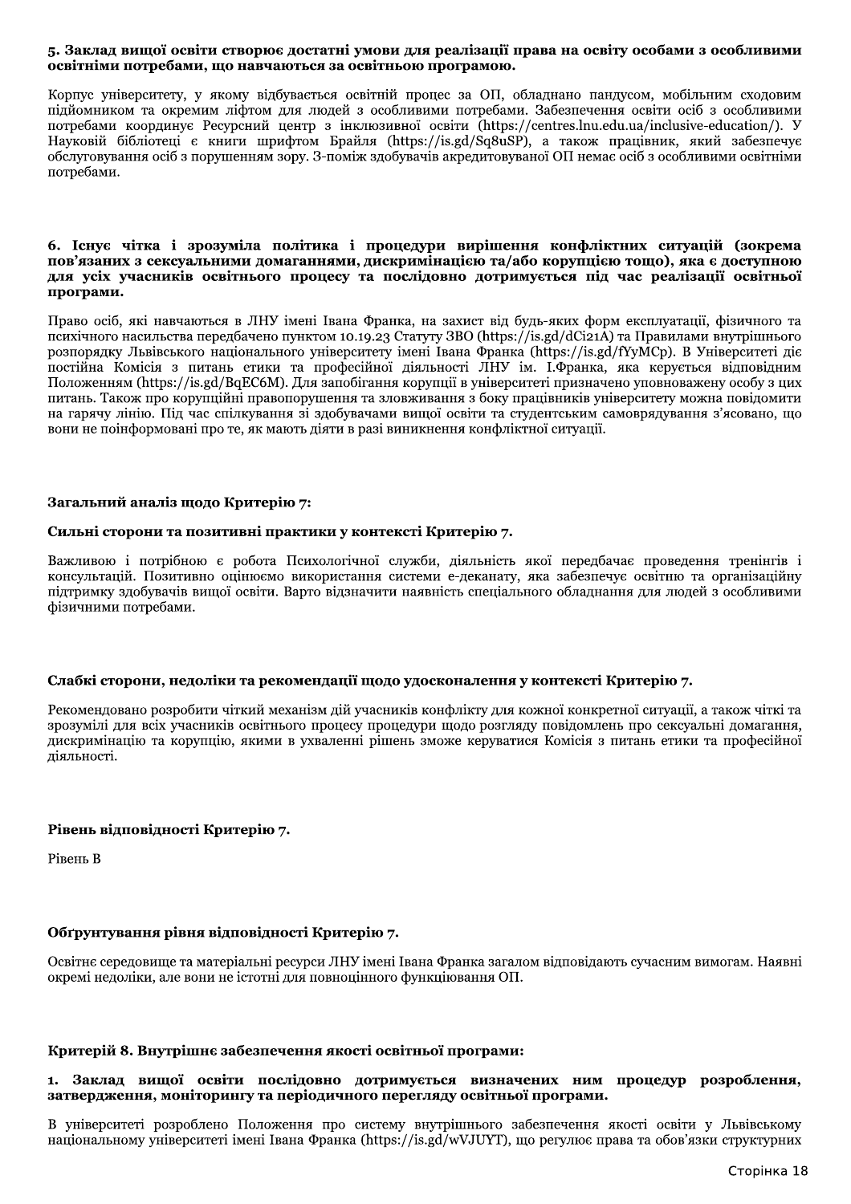**5. Заклад вищої освіти створює достатні умови для реалізації права на освіту особами з особливими освітніми потребами, що навчаються за освітньою програмою.**

Корпус університету, у якому відбувається освітній процес за ОП, обладнано пандусом, мобільним сходовим підйомником та окремим ліфтом для людей з особливими потребами. Забезпечення освіти осіб з особливими потребами координує Ресурсний центр з інклюзивної освіти (https://centres.lnu.edu.ua/inclusive-education/). У Науковій бібліотеці є книги шрифтом Брайля (https://is.gd/Sq8uSP), а також працівник, який забезпечує обслуговування осіб з порушенням зору. З-поміж здобувачів акредитовуваної ОП немає осіб з особливими освітніми потребами.

**6. Існує чітка і зрозуміла політика і процедури вирішення конфліктних ситуацій (зокрема пов'язаних з сексуальними домаганнями, дискримінацією та/або корупцією тощо), яка є доступною для усіх учасників освітнього процесу та послідовно дотримується під час реалізації освітньої програми.**

Право осіб, які навчаються в ЛНУ імені Івана Франка, на захист від будь-яких форм експлуатації, фізичного та психічного насильства передбачено пунктом 10.19.23 Статуту ЗВО (https://is.gd/dCi21A) та Правилами внутрішнього розпорядку Львівського національного університету імені Івана Франка (https://is.gd/fYyMCp). В Університеті діє постійна Комісія з питань етики та професійної діяльності ЛНУ ім. І.Франка, яка керується відповідним Положенням (https://is.gd/BqEC6M). Для запобігання корупції в університеті призначено уповноважену особу з цих питань. Також про корупційні правопорушення та зловживання з боку працівників університету можна повідомити на гарячу лінію. Під час спілкування зі здобувачами вищої освіти та студентським самоврядування з'ясовано, що вони не поінформовані про те, як мають діяти в разі виникнення конфліктної ситуації.

**Загальний аналіз щодо Критерію 7:**

**Сильні сторони та позитивні практики у контексті Критерію 7.**

Важливою і потрібною є робота Психологічної служби, діяльність якої передбачає проведення тренінгів і консультацій. Позитивно оцінюємо використання системи е-деканату, яка забезпечує освітню та організаційну підтримку здобувачів вищої освіти. Варто відзначити наявність спеціального обладнання для людей з особливими фізичними потребами.

**Слабкі сторони, недоліки та рекомендації щодо удосконалення у контексті Критерію 7.**

Рекомендовано розробити чіткий механізм дій учасників конфлікту для кожної конкретної ситуації, а також чіткі та зрозумілі для всіх учасників освітнього процесу процедури щодо розгляду повідомлень про сексуальні домагання, дискримінацію та корупцію, якими в ухваленні рішень зможе керуватися Комісія з питань етики та професійної діяльності.

**Рівень відповідності Критерію 7.**

Рівень B

**Обґрунтування рівня відповідності Критерію 7.**

Освітнє середовище та матеріальні ресурси ЛНУ імені Івана Франка загалом відповідають сучасним вимогам. Наявні окремі недоліки, але вони не істотні для повноцінного функціювання ОП.

**Критерій 8. Внутрішнє забезпечення якості освітньої програми:**

**1. Заклад вищої освіти послідовно дотримується визначених ним процедур розроблення, затвердження, моніторингу та періодичного перегляду освітньої програми.**

В університеті розроблено Положення про систему внутрішнього забезпечення якості освіти у Львівському національному університеті імені Івана Франка (https://is.gd/wVJUYT), що регулює права та обов'язки структурних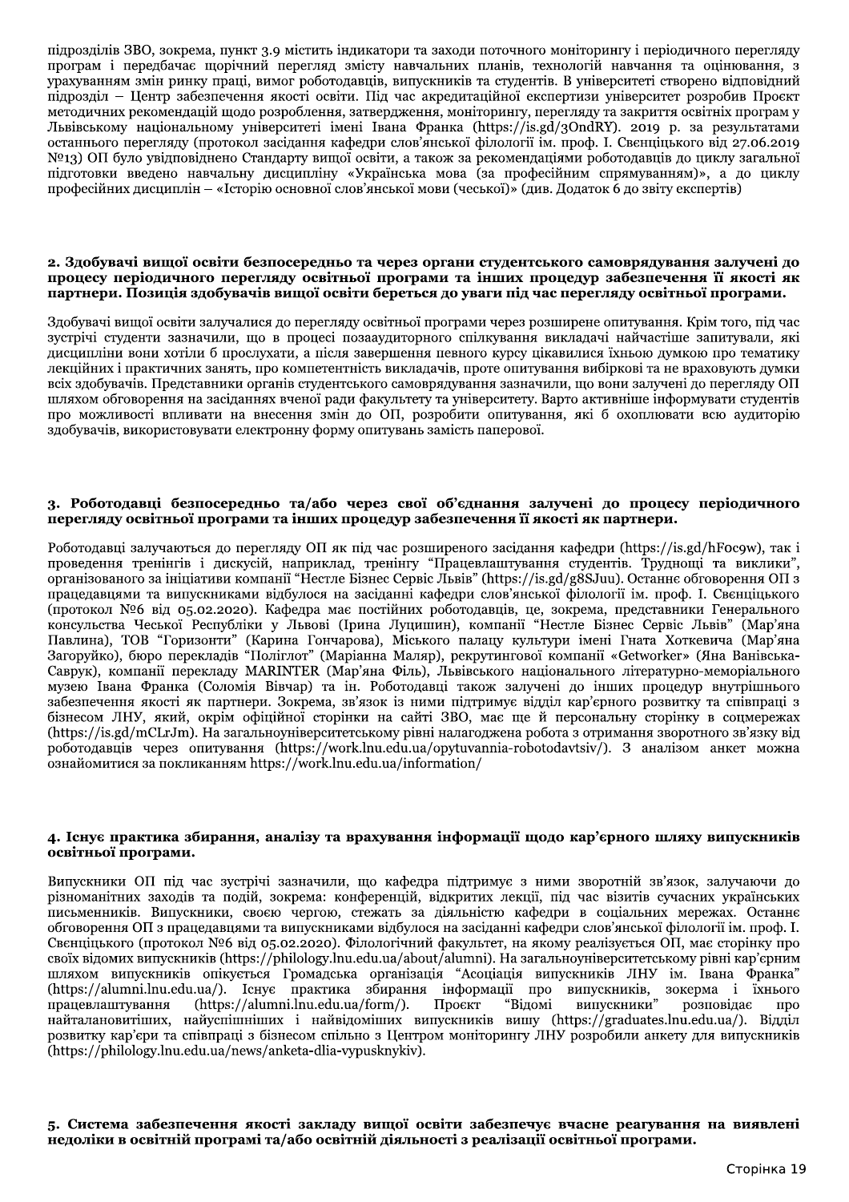підрозділів ЗВО, зокрема, пункт 3.9 містить індикатори та заходи поточного моніторингу і періодичного перегляду програм і передбачає щорічний перегляд змісту навчальних планів, технологій навчання та оцінювання, з урахуванням змін ринку праці, вимог роботодавців, випускників та студентів. В університеті створено відповідний підрозділ – Центр забезпечення якості освіти. Під час акредитаційної експертизи університет розробив Проєкт методичних рекомендацій щодо розроблення, затвердження, моніторингу, перегляду та закриття освітніх програм у Львівському національному університеті імені Івана Франка (https://is.gd/3OndRY). 2019 р. за результатами останнього перегляду (протокол засідання кафедри слов'янської філології ім. проф. І. Свєнціцького від 27.06.2019 №13) ОП було увідповіднено Стандарту вищої освіти, а також за рекомендаціями роботодавців до циклу загальної підготовки введено навчальну дисципліну «Українська мова (за професійним спрямуванням)», а до циклу професійних дисциплін – «Історію основної слов'янської мови (чеської)» (див. Додаток 6 до звіту експертів)

**2. Здобувачі вищої освіти безпосередньо та через органи студентського самоврядування залучені до процесу періодичного перегляду освітньої програми та інших процедур забезпечення її якості як партнери. Позиція здобувачів вищої освіти береться до уваги під час перегляду освітньої програми.**

Здобувачі вищої освіти залучалися до перегляду освітньої програми через розширене опитування. Крім того, під час зустрічі студенти зазначили, що в процесі позааудиторного спілкування викладачі найчастіше запитували, які дисципліни вони хотіли б прослухати, а після завершення певного курсу цікавилися їхньою думкою про тематику лекційних і практичних занять, про компетентність викладачів, проте опитування вибіркові та не враховують думки всіх здобувачів. Представники органів студентського самоврядування зазначили, що вони залучені до перегляду ОП шляхом обговорення на засіданнях вченої ради факультету та університету. Варто активніше інформувати студентів про можливості впливати на внесення змін до ОП, розробити опитування, які б охоплювати всю аудиторію здобувачів, використовувати електронну форму опитувань замість паперової.

**3. Роботодавці безпосередньо та/або через свої об'єднання залучені до процесу періодичного перегляду освітньої програми та інших процедур забезпечення її якості як партнери.**

Роботодавці залучаються до перегляду ОП як під час розширеного засідання кафедри (https://is.gd/hF0c9w), так і проведення тренінгів і дискусій, наприклад, тренінгу "Працевлаштування студентів. Труднощі та виклики", організованого за ініціативи компанії "Нестле Бізнес Сервіс Львів" (https://is.gd/g8SJuu). Останнє обговорення ОП з працедавцями та випускниками відбулося на засіданні кафедри слов'янської філології ім. проф. І. Свєнціцького (протокол №6 від 05.02.2020). Кафедра має постійних роботодавців, це, зокрема, представники Генерального консульства Чеської Республіки у Львові (Ірина Луцишин), компанії "Нестле Бізнес Сервіс Львів" (Мар'яна Павлина), ТОВ "Горизонти" (Карина Гончарова), Міського палацу культури імені Гната Хоткевича (Мар'яна Загоруйко), бюро перекладів "Поліглот" (Маріанна Маляр), рекрутингової компанії «Getworker» (Яна Ванівська-Саврук), компанії перекладу MARINTER (Мар'яна Філь), Львівського національного літературно-меморіального музею Івана Франка (Соломія Вівчар) та ін. Роботодавці також залучені до інших процедур внутрішнього забезпечення якості як партнери. Зокрема, зв'язок із ними підтримує відділ кар'єрного розвитку та співпраці з бізнесом ЛНУ, який, окрім офіційної сторінки на сайті ЗВО, має ще й персональну сторінку в соцмережах (https://is.gd/mCLrJm). На загальноуніверситетському рівні налагоджена робота з отримання зворотного зв'язку від роботодавців через опитування (https://work.lnu.edu.ua/opytuvannia-robotodavtsiv/). З аналізом анкет можна ознайомитися за покликанням https://work.lnu.edu.ua/information/

**4. Існує практика збирання, аналізу та врахування інформації щодо кар'єрного шляху випускників освітньої програми.**

Випускники ОП під час зустрічі зазначили, що кафедра підтримує з ними зворотній зв'язок, залучаючи до різноманітних заходів та подій, зокрема: конференцій, відкритих лекції, під час візитів сучасних українських письменників. Випускники, своєю чергою, стежать за діяльністю кафедри в соціальних мережах. Останнє обговорення ОП з працедавцями та випускниками відбулося на засіданні кафедри слов'янської філології ім. проф. І. Свєнціцького (протокол №6 від 05.02.2020). Філологічний факультет, на якому реалізується ОП, має сторінку про своїх відомих випускників (https://philology.lnu.edu.ua/about/alumni). На загальноуніверситетському рівні кар'єрним шляхом випускників опікується Громадська організація "Асоціація випускників ЛНУ ім. Івана Франка" (https://alumni.lnu.edu.ua/). Існує практика збирання інформації про випускників, зокерма і їхнього працевлаштування (https://alumni.lnu.edu.ua/form/). Проєкт "Відомі випускники" розповідає про найталановитіших, найуспішніших і найвідоміших випускників вишу (https://graduates.lnu.edu.ua/). Відділ розвитку кар'єри та співпраці з бізнесом спільно з Центром моніторингу ЛНУ розробили анкету для випускників (https://philology.lnu.edu.ua/news/anketa-dlia-vypusknykiv).

**5. Система забезпечення якості закладу вищої освіти забезпечує вчасне реагування на виявлені недоліки в освітній програмі та/або освітній діяльності з реалізації освітньої програми.**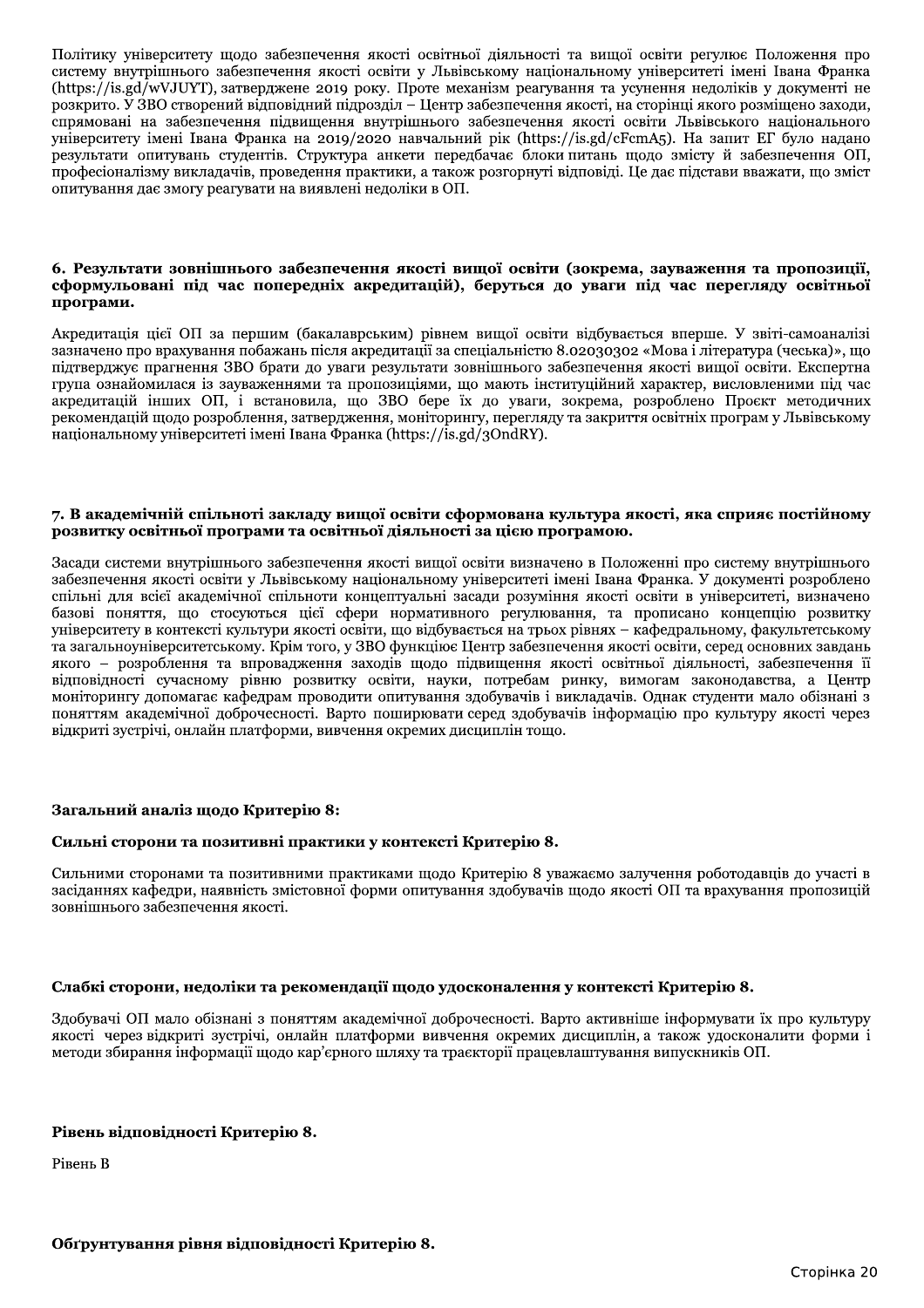Політику університету щодо забезпечення якості освітньої діяльності та вищої освіти регулює Положення про систему внутрішнього забезпечення якості освіти у Львівському національному університеті імені Івана Франка (https://is.gd/wVJUYT), затверджене 2019 року. Проте механізм реагування та усунення недоліків у документі не розкрито. У ЗВО створений відповідний підрозділ – Центр забезпечення якості, на сторінці якого розміщено заходи, спрямовані на забезпечення підвищення внутрішнього забезпечення якості освіти Львівського національного університету імені Івана Франка на 2019/2020 навчальний рік (https://is.gd/cFcmA5). На запит ЕГ було надано результати опитувань студентів. Структура анкети передбачає блоки питань щодо змісту й забезпечення ОП, професіоналізму викладачів, проведення практики, а також розгорнуті відповіді. Це дає підстави вважати, що зміст опитування дає змогу реагувати на виявлені недоліки в ОП.

**6. Результати зовнішнього забезпечення якості вищої освіти (зокрема, зауваження та пропозиції, сформульовані під час попередніх акредитацій), беруться до уваги під час перегляду освітньої програми.**

Акредитація цієї ОП за першим (бакалаврським) рівнем вищої освіти відбувається вперше. У звіті-самоаналізі зазначено про врахування побажань після акредитації за спеціальністю 8.02030302 «Мова і література (чеська)», що підтверджує прагнення ЗВО брати до уваги результати зовнішнього забезпечення якості вищої освіти. Експертна група ознайомилася із зауваженнями та пропозиціями, що мають інституційний характер, висловленими під час акредитацій інших ОП, і встановила, що ЗВО бере їх до уваги, зокрема, розроблено Проєкт методичних рекомендацій щодо розроблення, затвердження, моніторингу, перегляду та закриття освітніх програм у Львівському національному університеті імені Івана Франка (https://is.gd/3OndRY).

**7. В академічній спільноті закладу вищої освіти сформована культура якості, яка сприяє постійному розвитку освітньої програми та освітньої діяльності за цією програмою.**

Засади системи внутрішнього забезпечення якості вищої освіти визначено в Положенні про систему внутрішнього забезпечення якості освіти у Львівському національному університеті імені Івана Франка. У документі розроблено спільні для всієї академічної спільноти концептуальні засади розуміння якості освіти в університеті, визначено базові поняття, що стосуються цієї сфери нормативного регулювання, та прописано концепцію розвитку університету в контексті культури якості освіти, що відбувається на трьох рівнях – кафедральному, факультетському та загальноуніверситетському. Крім того, у ЗВО функціює Центр забезпечення якості освіти, серед основних завдань якого – розроблення та впровадження заходів щодо підвищення якості освітньої діяльності, забезпечення її відповідності сучасному рівню розвитку освіти, науки, потребам ринку, вимогам законодавства, а Центр моніторингу допомагає кафедрам проводити опитування здобувачів і викладачів. Однак студенти мало обізнані з поняттям академічної доброчесності. Варто поширювати серед здобувачів інформацію про культуру якості через відкриті зустрічі, онлайн платформи, вивчення окремих дисциплін тощо.

**Загальний аналіз щодо Критерію 8:**

**Сильні сторони та позитивні практики у контексті Критерію 8.**

Сильними сторонами та позитивними практиками щодо Критерію 8 уважаємо залучення роботодавців до участі в засіданнях кафедри, наявність змістовної форми опитування здобувачів щодо якості ОП та врахування пропозицій зовнішнього забезпечення якості.

**Слабкі сторони, недоліки та рекомендації щодо удосконалення у контексті Критерію 8.**

Здобувачі ОП мало обізнані з поняттям академічної доброчесності. Варто активніше інформувати їх про культуру якості через відкриті зустрічі, онлайн платформи вивчення окремих дисциплін, а також удосконалити форми і методи збирання інформації щодо кар'єрного шляху та траєкторії працевлаштування випускників ОП.

**Рівень відповідності Критерію 8.**

Рівень B

**Обґрунтування рівня відповідності Критерію 8.**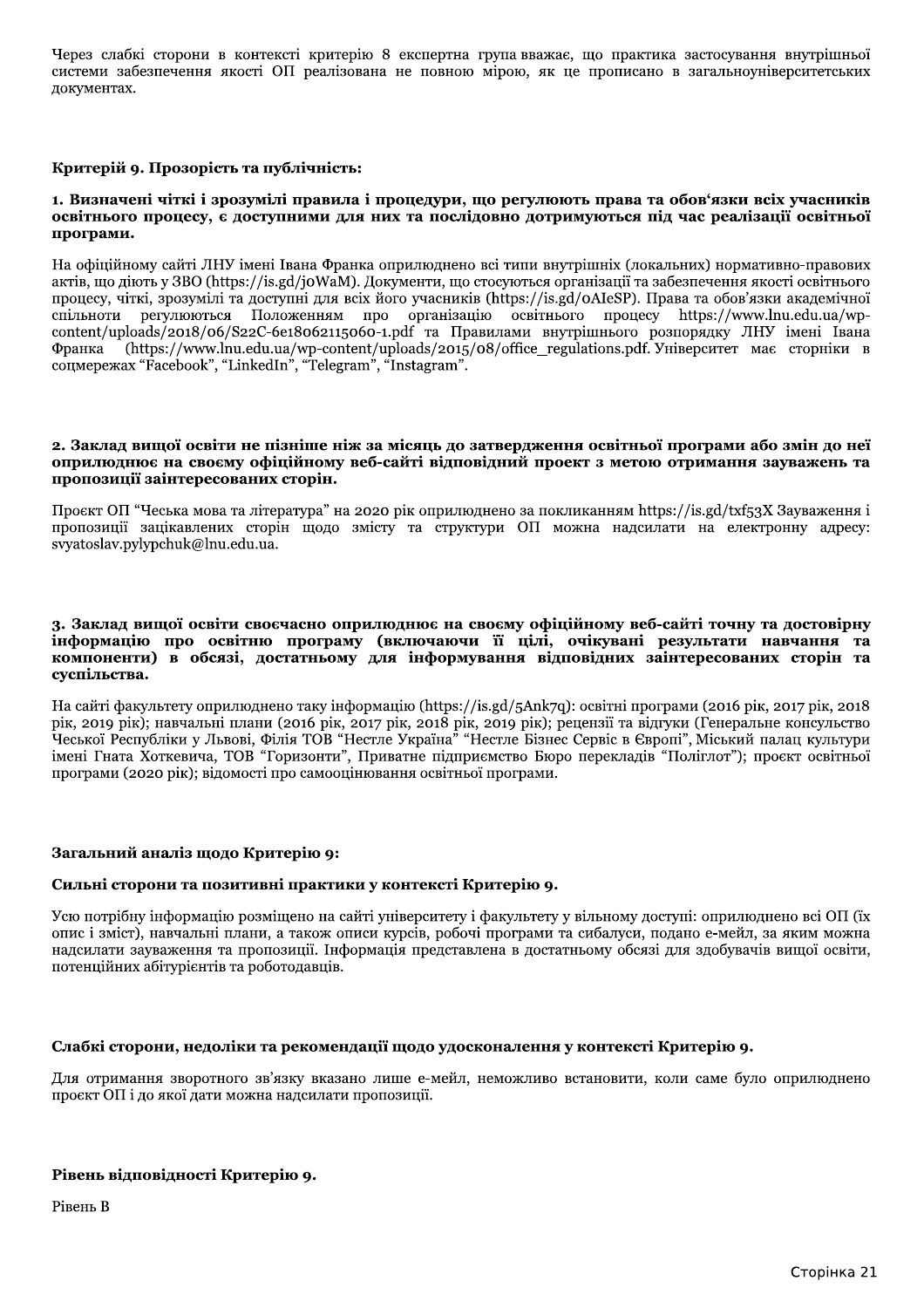Через слабкі сторони в контексті критерію 8 експертна група вважає, що практика застосування внутрішньої системи забезпечення якості ОП реалізована не повною мірою, як це прописано в загальноуніверситетських документах.

**Критерій 9. Прозорість та публічність:**

**1. Визначені чіткі і зрозумілі правила і процедури, що регулюють права та обов‘язки всіх учасників освітнього процесу, є доступними для них та послідовно дотримуються під час реалізації освітньої програми.**

На офіційному сайті ЛНУ імені Івана Франка оприлюднено всі типи внутрішніх (локальних) нормативно-правових актів, що діють у ЗВО (https://is.gd/j0WaM). Документи, що стосуються організації та забезпечення якості освітнього процесу, чіткі, зрозумілі та доступні для всіх його учасників (https://is.gd/0AIeSP). Права та обов'язки академічної спільноти регулюються Положенням про організацію освітнього процесу https://www.lnu.edu.ua/wp-content/uploads/2018/06/S22C-6e18062115060-1.pdf та Правилами внутрішнього розпорядку ЛНУ імені Івана Франка (https://www.lnu.edu.ua/wp-content/uploads/2015/08/office_regulations.pdf. Університет має сторніки в соцмережах "Facebook", "LinkedIn", "Telegram", "Instagram".

**2. Заклад вищої освіти не пізніше ніж за місяць до затвердження освітньої програми або змін до неї оприлюднює на своєму офіційному веб-сайті відповідний проект з метою отримання зауважень та пропозиції заінтересованих сторін.**

Проєкт ОП "Чеська мова та література" на 2020 рік оприлюднено за покликанням https://is.gd/txf53X Зауваження і пропозиції зацікавлених сторін щодо змісту та структури ОП можна надсилати на електронну адресу: svyatoslav.pylypchuk@lnu.edu.ua.

**3. Заклад вищої освіти своєчасно оприлюднює на своєму офіційному веб-сайті точну та достовірну інформацію про освітню програму (включаючи її цілі, очікувані результати навчання та компоненти) в обсязі, достатньому для інформування відповідних заінтересованих сторін та суспільства.**

На сайті факультету оприлюднено таку інформацію (https://is.gd/5Ank7q): освітні програми (2016 рік, 2017 рік, 2018 рік, 2019 рік); навчальні плани (2016 рік, 2017 рік, 2018 рік, 2019 рік); рецензії та відгуки (Генеральне консульство Чеської Республіки у Львові, Філія ТОВ "Нестле Україна" "Нестле Бізнес Сервіс в Європі", Міський палац культури імені Гната Хоткевича, ТОВ "Горизонти", Приватне підприємство Бюро перекладів "Поліглот"); проєкт освітньої програми (2020 рік); відомості про самооцінювання освітньої програми.

**Загальний аналіз щодо Критерію 9:**

**Сильні сторони та позитивні практики у контексті Критерію 9.**

Усю потрібну інформацію розміщено на сайті університету і факультету у вільному доступі: оприлюднено всі ОП (їх опис і зміст), навчальні плани, а також описи курсів, робочі програми та сибалуси, подано е-мейл, за яким можна надсилати зауваження та пропозиції. Інформація представлена в достатньому обсязі для здобувачів вищої освіти, потенційних абітурієнтів та роботодавців.

**Слабкі сторони, недоліки та рекомендації щодо удосконалення у контексті Критерію 9.**

Для отримання зворотного зв'язку вказано лише е-мейл, неможливо встановити, коли саме було оприлюднено проєкт ОП і до якої дати можна надсилати пропозиції.

**Рівень відповідності Критерію 9.**

Рівень В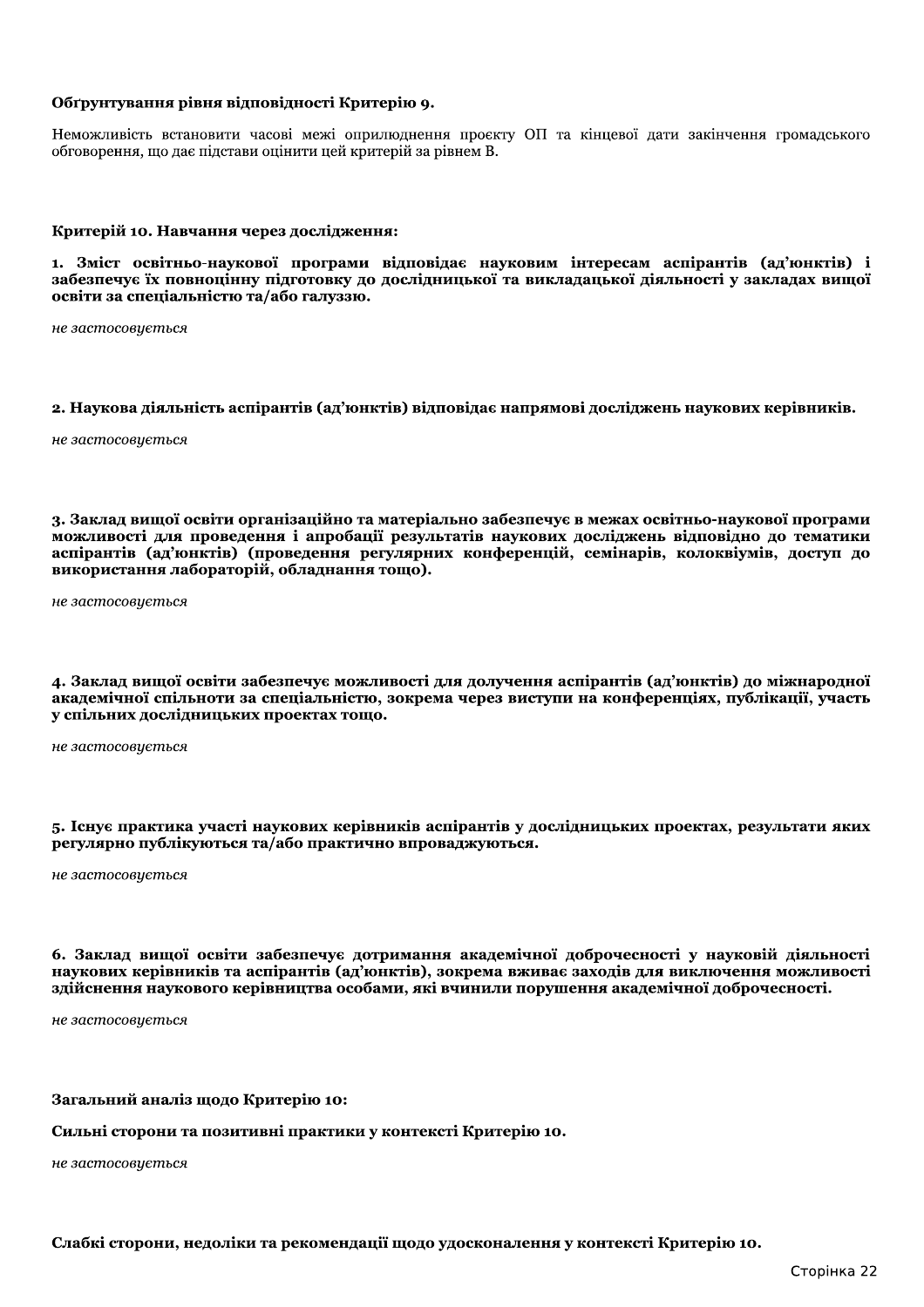**Обґрунтування рівня відповідності Критерію 9.**

Неможливість встановити часові межі оприлюднення проєкту ОП та кінцевої дати закінчення громадського обговорення, що дає підстави оцінити цей критерій за рівнем В.

**Критерій 10. Навчання через дослідження:**

**1. Зміст освітньо-наукової програми відповідає науковим інтересам аспірантів (ад'юнктів) і забезпечує їх повноцінну підготовку до дослідницької та викладацької діяльності у закладах вищої освіти за спеціальністю та/або галуззю.**

*не застосовується*

**2. Наукова діяльність аспірантів (ад'юнктів) відповідає напрямові досліджень наукових керівників.**

*не застосовується*

**3. Заклад вищої освіти організаційно та матеріально забезпечує в межах освітньо-наукової програми можливості для проведення і апробації результатів наукових досліджень відповідно до тематики аспірантів (ад'юнктів) (проведення регулярних конференцій, семінарів, колоквіумів, доступ до використання лабораторій, обладнання тощо).**

*не застосовується*

**4. Заклад вищої освіти забезпечує можливості для долучення аспірантів (ад'юнктів) до міжнародної академічної спільноти за спеціальністю, зокрема через виступи на конференціях, публікації, участь у спільних дослідницьких проектах тощо.**

*не застосовується*

**5. Існує практика участі наукових керівників аспірантів у дослідницьких проектах, результати яких регулярно публікуються та/або практично впроваджуються.**

*не застосовується*

**6. Заклад вищої освіти забезпечує дотримання академічної доброчесності у науковій діяльності наукових керівників та аспірантів (ад'юнктів), зокрема вживає заходів для виключення можливості здійснення наукового керівництва особами, які вчинили порушення академічної доброчесності.**

*не застосовується*

**Загальний аналіз щодо Критерію 10:**

**Сильні сторони та позитивні практики у контексті Критерію 10.**

*не застосовується*

**Слабкі сторони, недоліки та рекомендації щодо удосконалення у контексті Критерію 10.**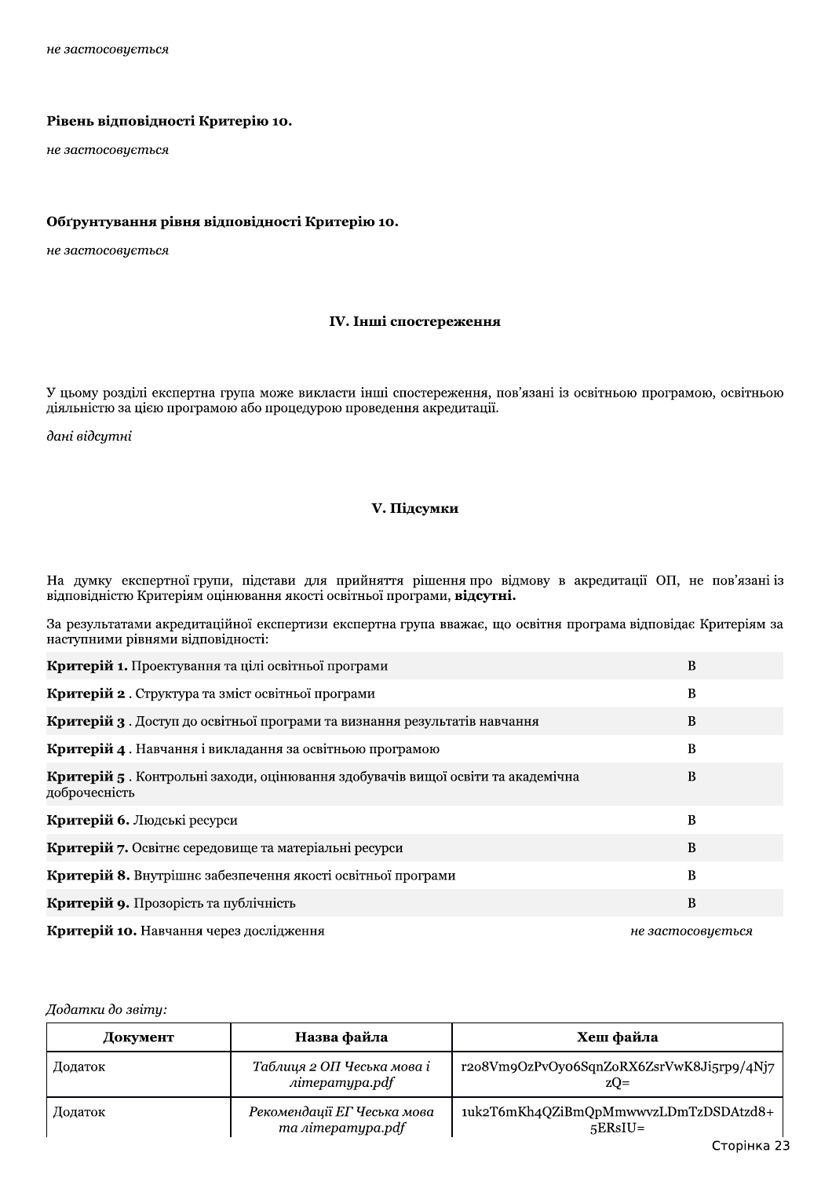*не застосовується*

**Рівень відповідності Критерію 10.**

*не застосовується*

**Обґрунтування рівня відповідності Критерію 10.**

*не застосовується*

## IV. Інші спостереження

У цьому розділі експертна група може викласти інші спостереження, пов'язані із освітньою програмою, освітньою діяльністю за цією програмою або процедурою проведення акредитації.

*дані відсутні*

## V. Підсумки

На думку експертної групи, підстави для прийняття рішення про відмову в акредитації ОП, не пов'язані із відповідністю Критеріям оцінювання якості освітньої програми, **відсутні.**

За результатами акредитаційної експертизи експертна група вважає, що освітня програма відповідає Критеріям за наступними рівнями відповідності:

| | |
|---|---|
| **Критерій 1.** Проектування та цілі освітньої програми | B |
| **Критерій 2** . Структура та зміст освітньої програми | B |
| **Критерій 3** . Доступ до освітньої програми та визнання результатів навчання | B |
| **Критерій 4** . Навчання і викладання за освітньою програмою | B |
| **Критерій 5** . Контрольні заходи, оцінювання здобувачів вищої освіти та академічна доброчесність | B |
| **Критерій 6.** Людські ресурси | B |
| **Критерій 7.** Освітнє середовище та матеріальні ресурси | B |
| **Критерій 8.** Внутрішнє забезпечення якості освітньої програми | B |
| **Критерій 9.** Прозорість та публічність | B |
| **Критерій 10.** Навчання через дослідження | *не застосовується* |

*Додатки до звіту:*

| Документ | Назва файла | Хеш файла |
|---|---|---|
| Додаток | *Таблиця 2 ОП Чеська мова і література.pdf* | r2o8Vm9OzPvOyo6SqnZoRX6ZsrVwK8Ji5rp9/4Nj7zQ= |
| Додаток | *Рекомендації ЕГ Чеська мова та література.pdf* | 1uk2T6mKh4QZiBmQpMmwwvzLDmTzDSDAtzd8+5ERsIU= |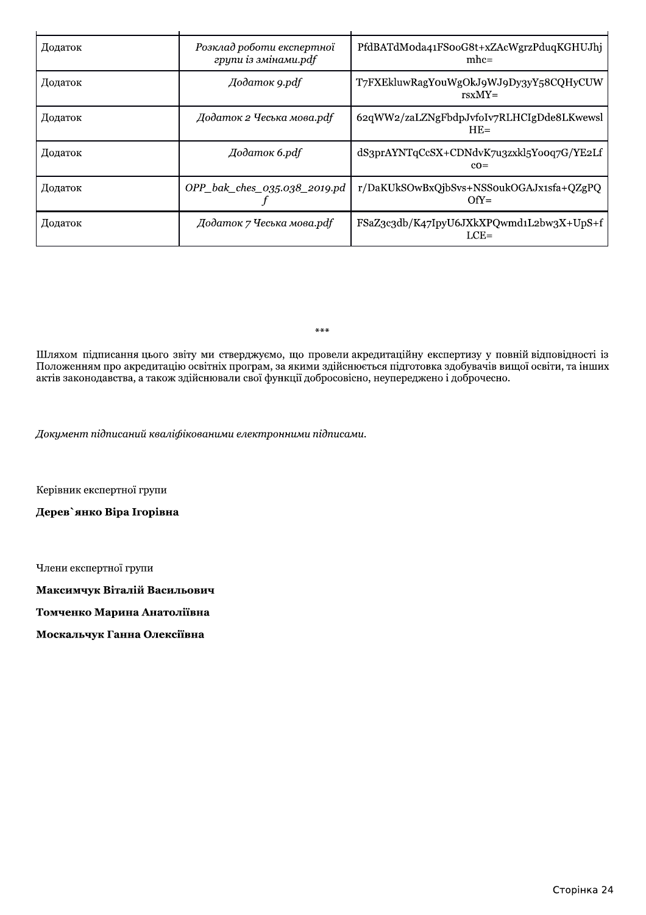| | | |
|---|---|---|
| Додаток | *Розклад роботи експертної групи із змінами.pdf* | PfdBATdModa41FSooG8t+xZAcWgrzPduqKGHUJhjmhc= |
| Додаток | *Додаток 9.pdf* | T7FXEkluwRagYouWgOkJ9WJ9Dy3yY58CQHyCUWrsxMY= |
| Додаток | *Додаток 2 Чеська мова.pdf* | 62qWW2/zaLZNgFbdpJvfoIv7RLHCIgDde8LKwewslHE= |
| Додаток | *Додаток 6.pdf* | dS3prAYNTqCcSX+CDNdvK7u3zxkl5Yooq7G/YE2Lfco= |
| Додаток | *OPP_bak_ches_035.038_2019.pdf* | r/DaKUkSOwBxQjbSvs+NSSoukOGAJx1sfa+QZgPQOfY= |
| Додаток | *Додаток 7 Чеська мова.pdf* | FSaZ3c3db/K47IpyU6JXkXPQwmd1L2bw3X+UpS+fLCE= |

***

Шляхом підписання цього звіту ми стверджуємо, що провели акредитаційну експертизу у повній відповідності із Положенням про акредитацію освітніх програм, за якими здійснюється підготовка здобувачів вищої освіти, та інших актів законодавства, а також здійснювали свої функції добросовісно, неупереджено і доброчесно.

*Документ підписаний кваліфікованими електронними підписами.*

Керівник експертної групи

**Дерев`янко Віра Ігорівна**

Члени експертної групи

**Максимчук Віталій Васильович**

**Томченко Марина Анатоліївна**

**Москальчук Ганна Олексіївна**